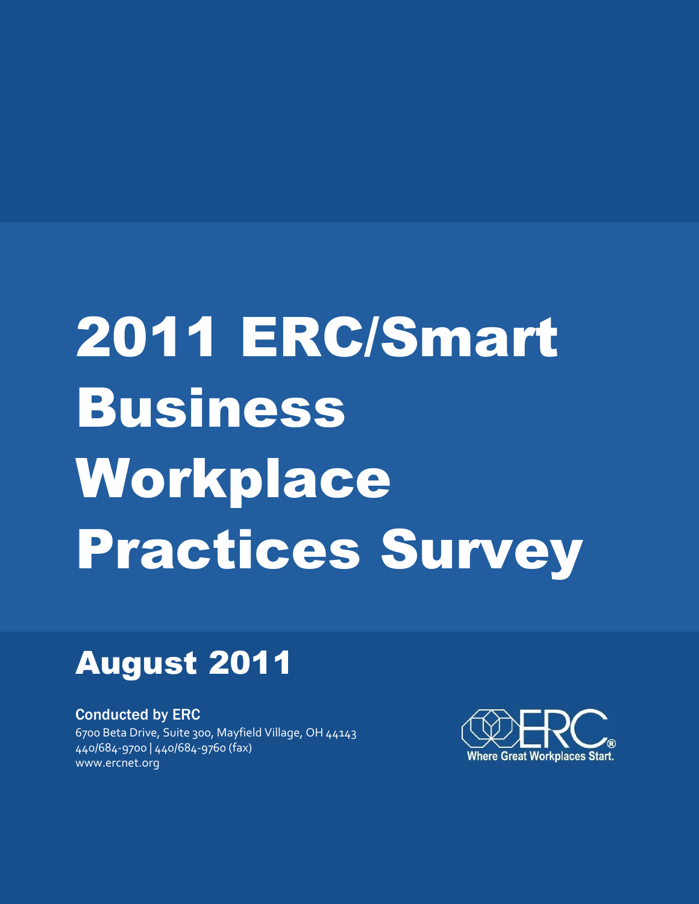# 2011 ERC/Smart Business Workplace Practices Survey

## August 2011

**Conducted by ERC**
6700 Beta Drive, Suite 300, Mayfield Village, OH 44143
440/684-9700 | 440/684-9760 (fax)
www.ercnet.org

ERC®
Where Great Workplaces Start.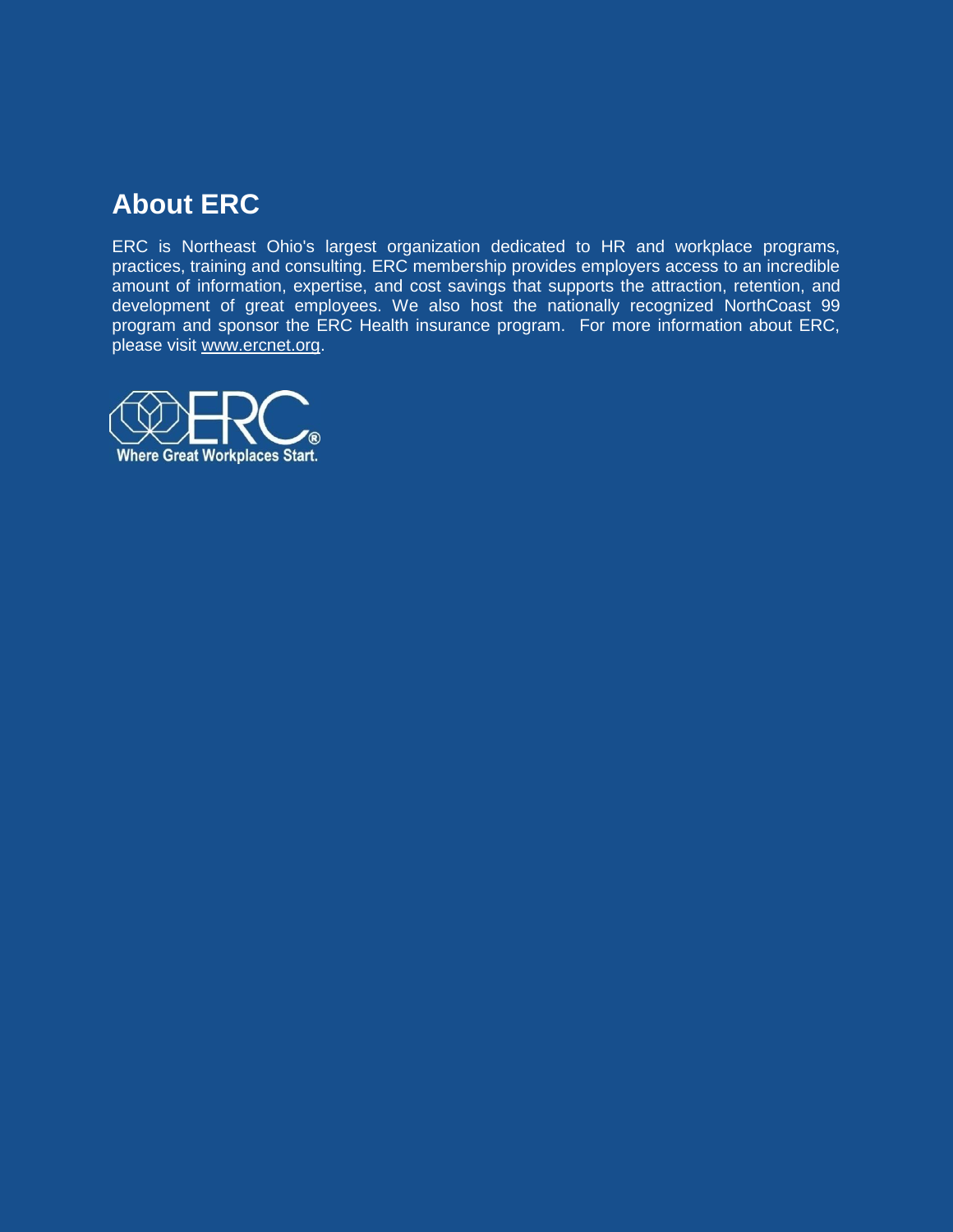## About ERC

ERC is Northeast Ohio's largest organization dedicated to HR and workplace programs, practices, training and consulting. ERC membership provides employers access to an incredible amount of information, expertise, and cost savings that supports the attraction, retention, and development of great employees. We also host the nationally recognized NorthCoast 99 program and sponsor the ERC Health insurance program. For more information about ERC, please visit www.ercnet.org.

Where Great Workplaces Start.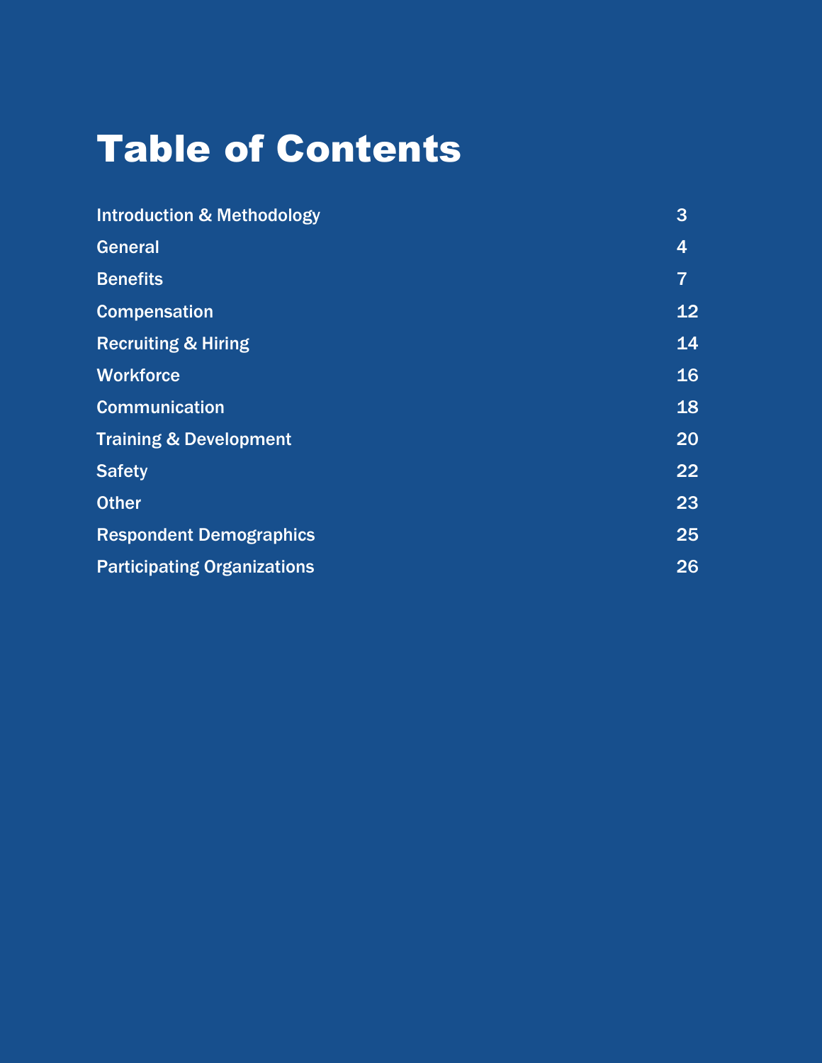# Table of Contents

| | |
|---|---|
| Introduction & Methodology | 3 |
| General | 4 |
| Benefits | 7 |
| Compensation | 12 |
| Recruiting & Hiring | 14 |
| Workforce | 16 |
| Communication | 18 |
| Training & Development | 20 |
| Safety | 22 |
| Other | 23 |
| Respondent Demographics | 25 |
| Participating Organizations | 26 |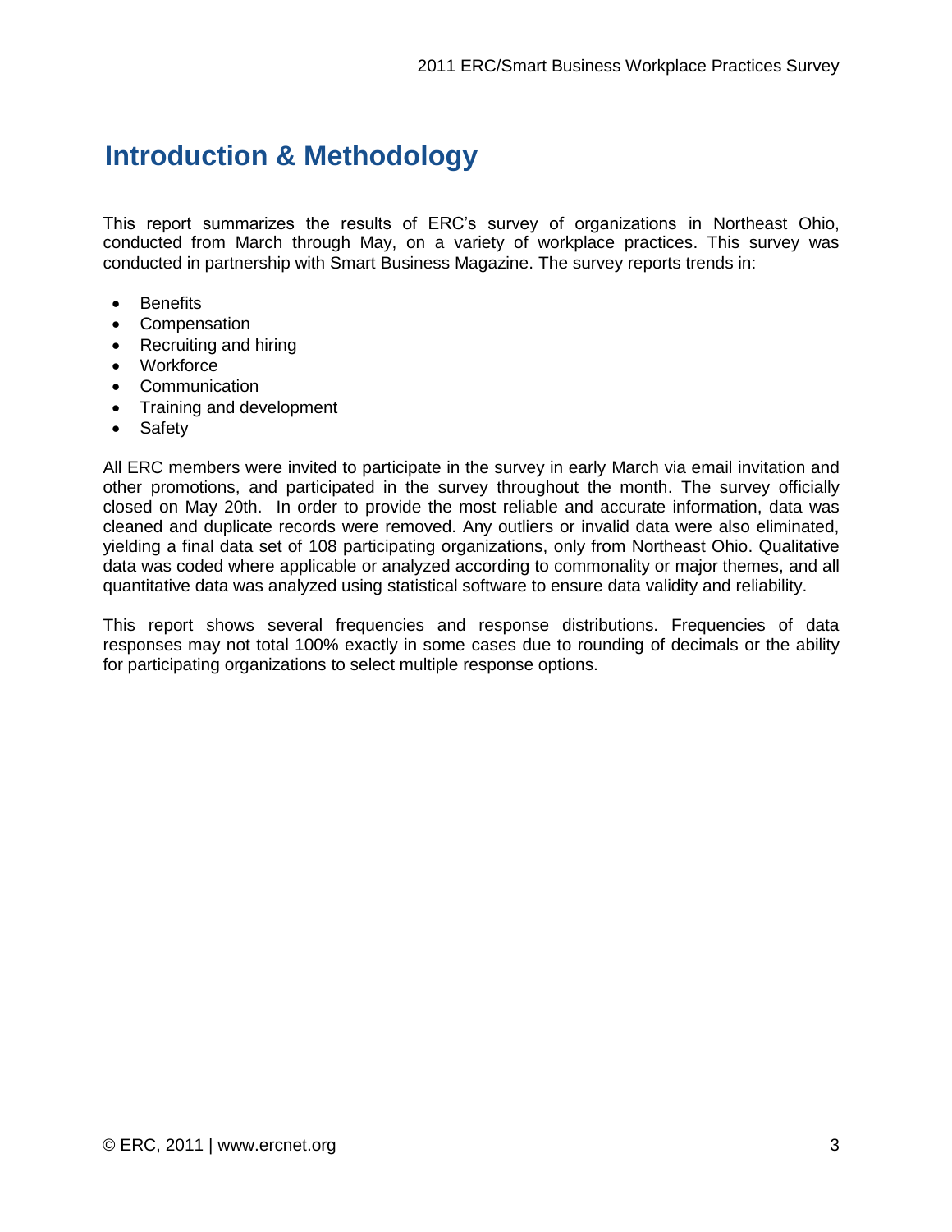# Introduction & Methodology

This report summarizes the results of ERC's survey of organizations in Northeast Ohio, conducted from March through May, on a variety of workplace practices. This survey was conducted in partnership with Smart Business Magazine. The survey reports trends in:

- Benefits
- Compensation
- Recruiting and hiring
- Workforce
- Communication
- Training and development
- Safety

All ERC members were invited to participate in the survey in early March via email invitation and other promotions, and participated in the survey throughout the month. The survey officially closed on May 20th. In order to provide the most reliable and accurate information, data was cleaned and duplicate records were removed. Any outliers or invalid data were also eliminated, yielding a final data set of 108 participating organizations, only from Northeast Ohio. Qualitative data was coded where applicable or analyzed according to commonality or major themes, and all quantitative data was analyzed using statistical software to ensure data validity and reliability.

This report shows several frequencies and response distributions. Frequencies of data responses may not total 100% exactly in some cases due to rounding of decimals or the ability for participating organizations to select multiple response options.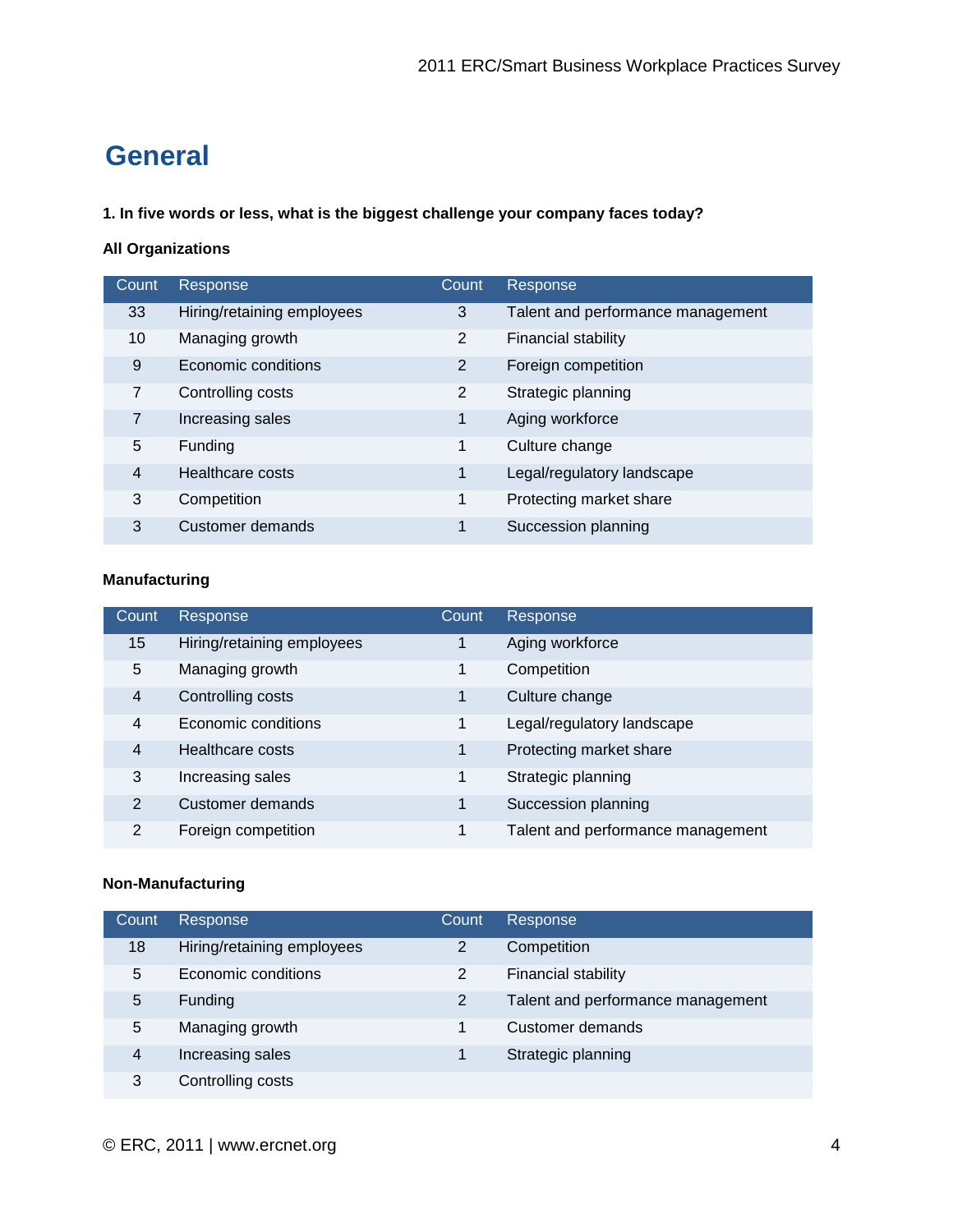# General

**1. In five words or less, what is the biggest challenge your company faces today?**

**All Organizations**

| Count | Response | Count | Response |
|---|---|---|---|
| 33 | Hiring/retaining employees | 3 | Talent and performance management |
| 10 | Managing growth | 2 | Financial stability |
| 9 | Economic conditions | 2 | Foreign competition |
| 7 | Controlling costs | 2 | Strategic planning |
| 7 | Increasing sales | 1 | Aging workforce |
| 5 | Funding | 1 | Culture change |
| 4 | Healthcare costs | 1 | Legal/regulatory landscape |
| 3 | Competition | 1 | Protecting market share |
| 3 | Customer demands | 1 | Succession planning |

**Manufacturing**

| Count | Response | Count | Response |
|---|---|---|---|
| 15 | Hiring/retaining employees | 1 | Aging workforce |
| 5 | Managing growth | 1 | Competition |
| 4 | Controlling costs | 1 | Culture change |
| 4 | Economic conditions | 1 | Legal/regulatory landscape |
| 4 | Healthcare costs | 1 | Protecting market share |
| 3 | Increasing sales | 1 | Strategic planning |
| 2 | Customer demands | 1 | Succession planning |
| 2 | Foreign competition | 1 | Talent and performance management |

**Non-Manufacturing**

| Count | Response | Count | Response |
|---|---|---|---|
| 18 | Hiring/retaining employees | 2 | Competition |
| 5 | Economic conditions | 2 | Financial stability |
| 5 | Funding | 2 | Talent and performance management |
| 5 | Managing growth | 1 | Customer demands |
| 4 | Increasing sales | 1 | Strategic planning |
| 3 | Controlling costs | | |

© ERC, 2011 | www.ercnet.org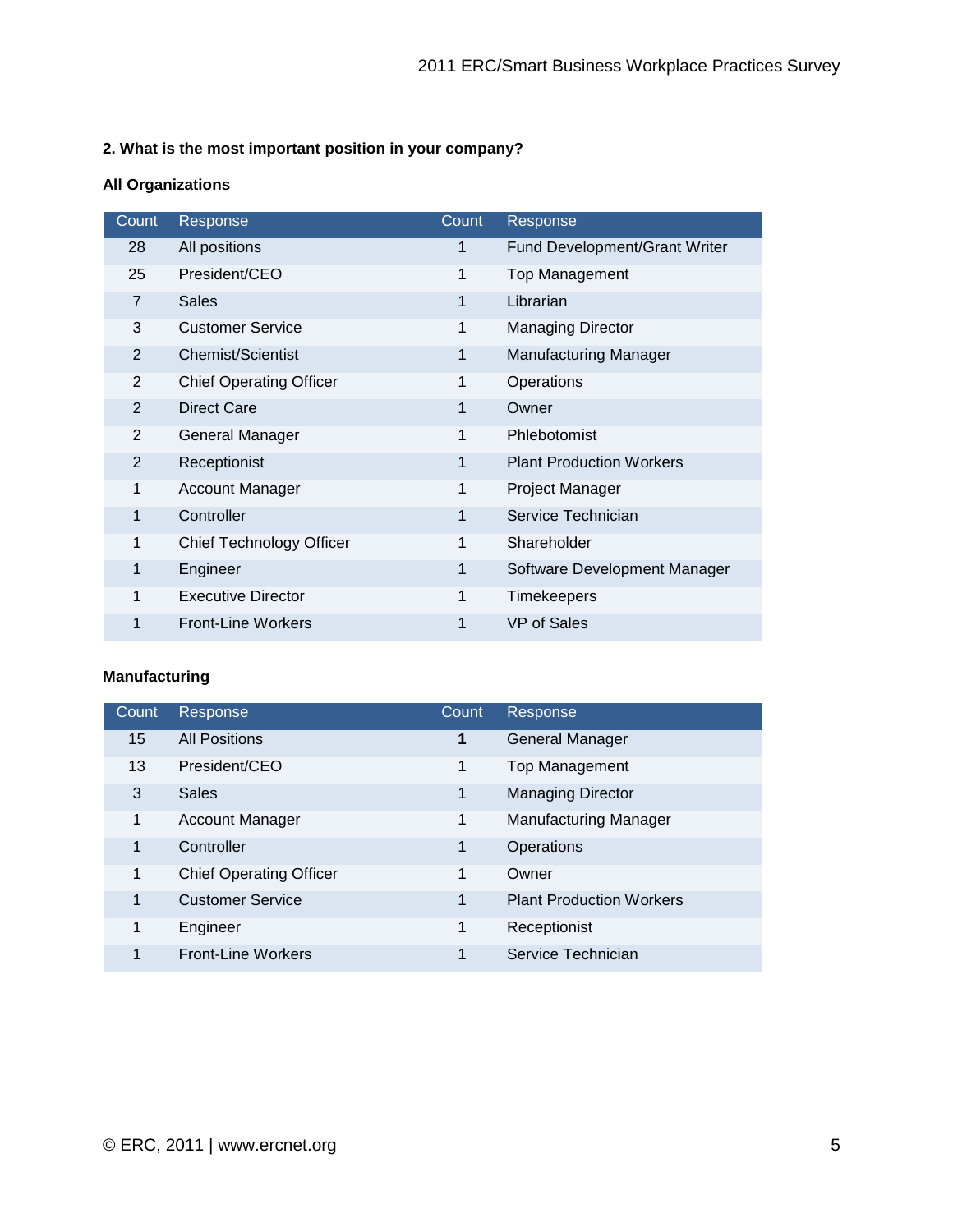**2. What is the most important position in your company?**

**All Organizations**

| Count | Response | Count | Response |
|---|---|---|---|
| 28 | All positions | 1 | Fund Development/Grant Writer |
| 25 | President/CEO | 1 | Top Management |
| 7 | Sales | 1 | Librarian |
| 3 | Customer Service | 1 | Managing Director |
| 2 | Chemist/Scientist | 1 | Manufacturing Manager |
| 2 | Chief Operating Officer | 1 | Operations |
| 2 | Direct Care | 1 | Owner |
| 2 | General Manager | 1 | Phlebotomist |
| 2 | Receptionist | 1 | Plant Production Workers |
| 1 | Account Manager | 1 | Project Manager |
| 1 | Controller | 1 | Service Technician |
| 1 | Chief Technology Officer | 1 | Shareholder |
| 1 | Engineer | 1 | Software Development Manager |
| 1 | Executive Director | 1 | Timekeepers |
| 1 | Front-Line Workers | 1 | VP of Sales |

**Manufacturing**

| Count | Response | Count | Response |
|---|---|---|---|
| 15 | All Positions | **1** | General Manager |
| 13 | President/CEO | 1 | Top Management |
| 3 | Sales | 1 | Managing Director |
| 1 | Account Manager | 1 | Manufacturing Manager |
| 1 | Controller | 1 | Operations |
| 1 | Chief Operating Officer | 1 | Owner |
| 1 | Customer Service | 1 | Plant Production Workers |
| 1 | Engineer | 1 | Receptionist |
| 1 | Front-Line Workers | 1 | Service Technician |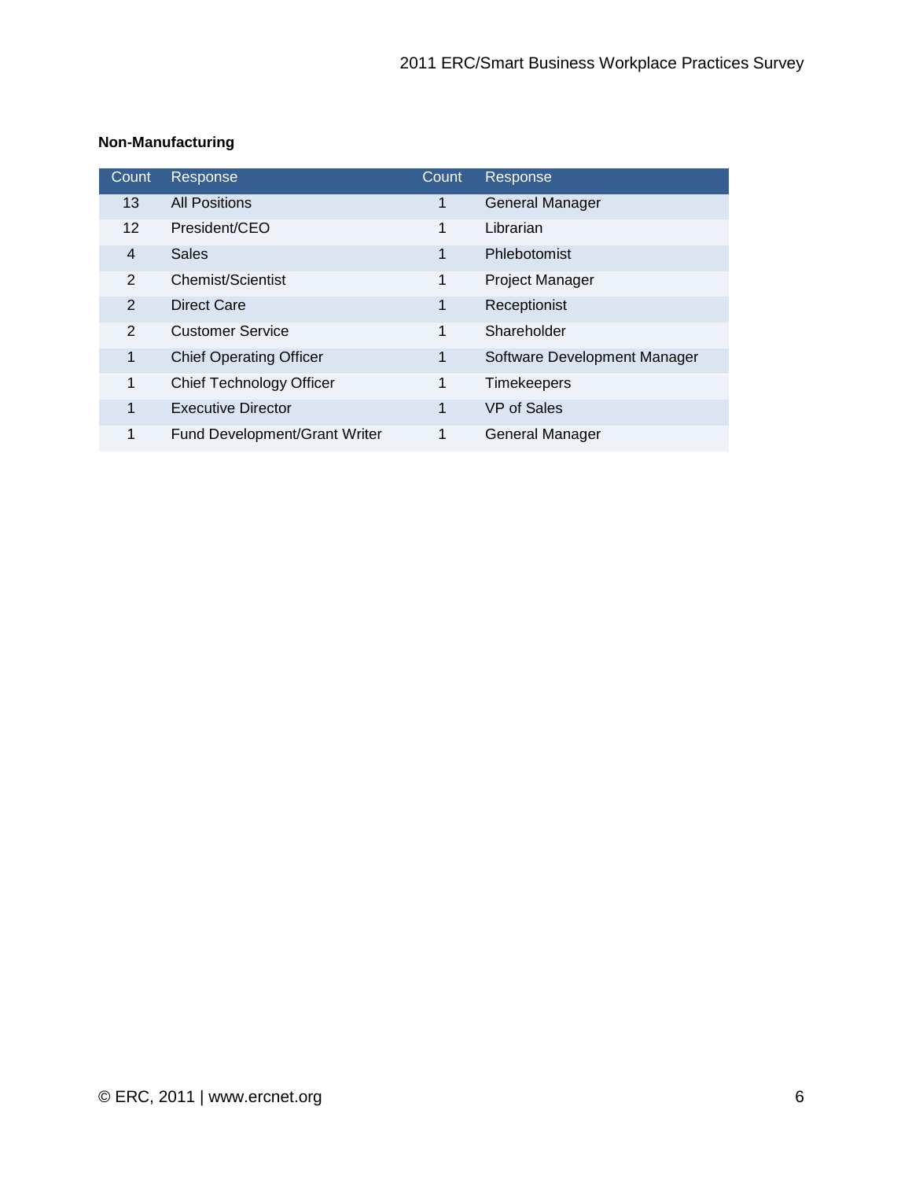**Non-Manufacturing**

| Count | Response | Count | Response |
|---|---|---|---|
| 13 | All Positions | 1 | General Manager |
| 12 | President/CEO | 1 | Librarian |
| 4 | Sales | 1 | Phlebotomist |
| 2 | Chemist/Scientist | 1 | Project Manager |
| 2 | Direct Care | 1 | Receptionist |
| 2 | Customer Service | 1 | Shareholder |
| 1 | Chief Operating Officer | 1 | Software Development Manager |
| 1 | Chief Technology Officer | 1 | Timekeepers |
| 1 | Executive Director | 1 | VP of Sales |
| 1 | Fund Development/Grant Writer | 1 | General Manager |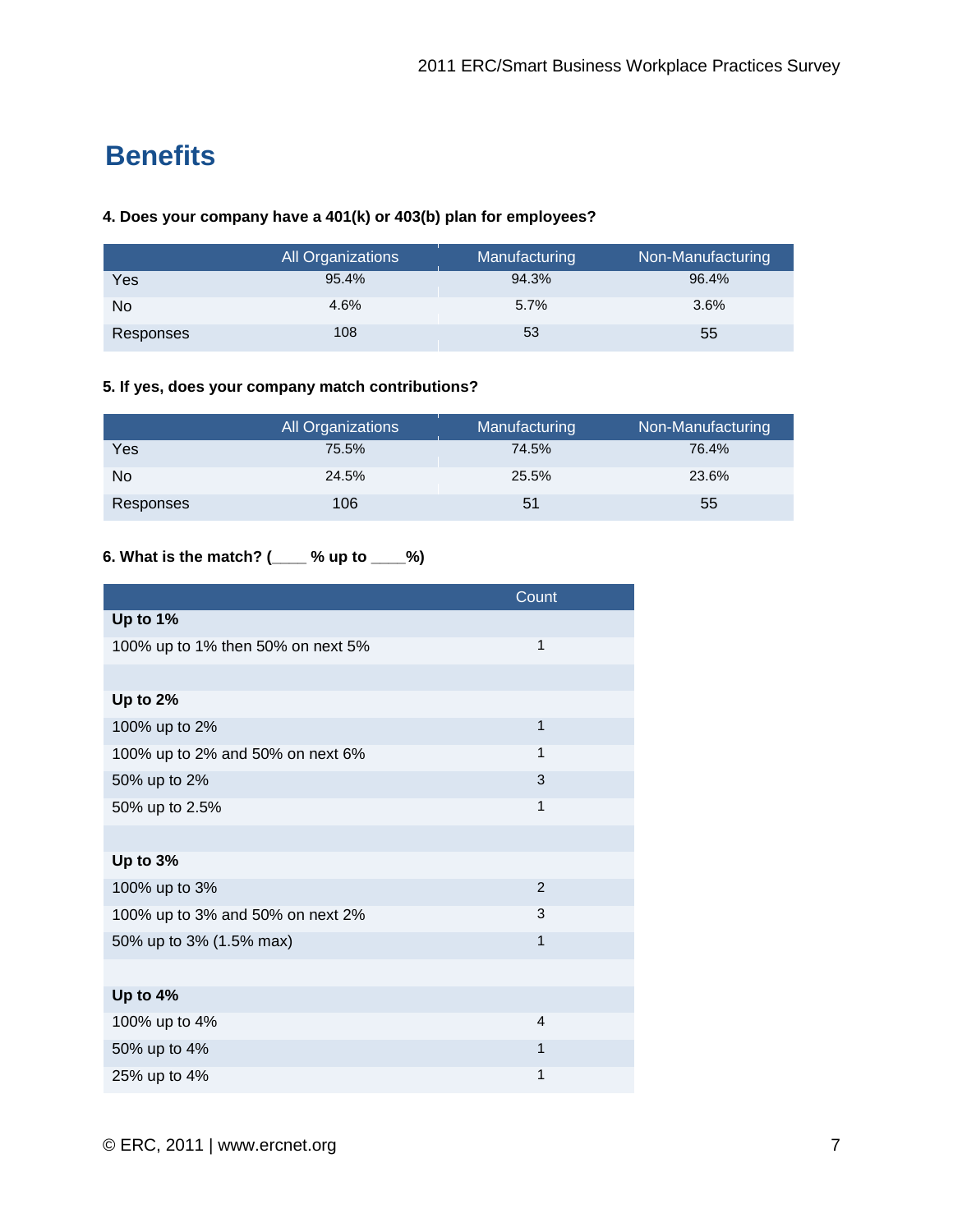# Benefits

**4. Does your company have a 401(k) or 403(b) plan for employees?**

| | All Organizations | Manufacturing | Non-Manufacturing |
|---|---|---|---|
| Yes | 95.4% | 94.3% | 96.4% |
| No | 4.6% | 5.7% | 3.6% |
| Responses | 108 | 53 | 55 |

**5. If yes, does your company match contributions?**

| | All Organizations | Manufacturing | Non-Manufacturing |
|---|---|---|---|
| Yes | 75.5% | 74.5% | 76.4% |
| No | 24.5% | 25.5% | 23.6% |
| Responses | 106 | 51 | 55 |

**6. What is the match? (____ % up to ____%)**

| | Count |
|---|---|
| **Up to 1%** | |
| 100% up to 1% then 50% on next 5% | 1 |
| | |
| **Up to 2%** | |
| 100% up to 2% | 1 |
| 100% up to 2% and 50% on next 6% | 1 |
| 50% up to 2% | 3 |
| 50% up to 2.5% | 1 |
| | |
| **Up to 3%** | |
| 100% up to 3% | 2 |
| 100% up to 3% and 50% on next 2% | 3 |
| 50% up to 3% (1.5% max) | 1 |
| | |
| **Up to 4%** | |
| 100% up to 4% | 4 |
| 50% up to 4% | 1 |
| 25% up to 4% | 1 |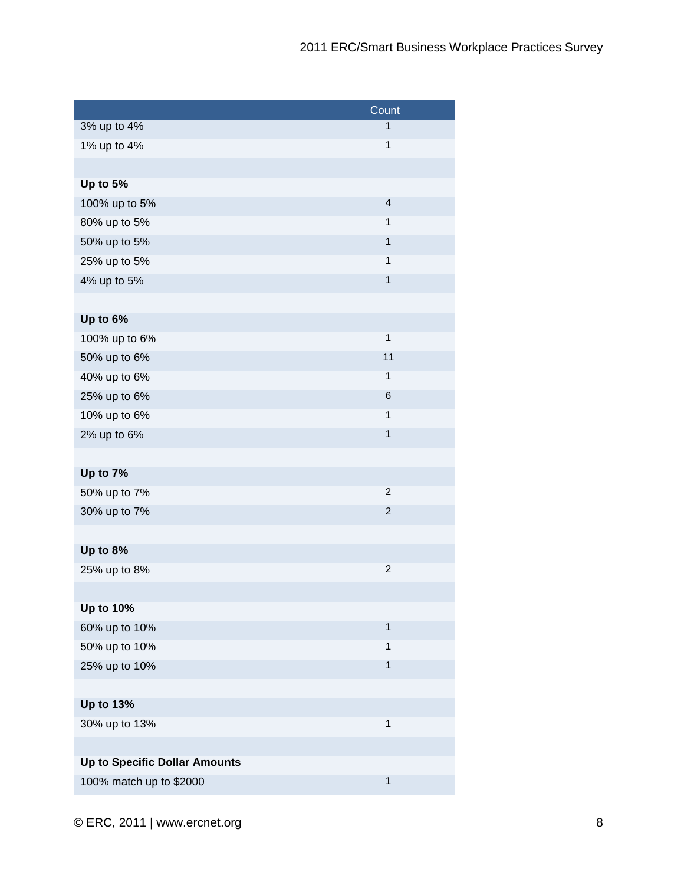| | Count |
|---|---|
| 3% up to 4% | 1 |
| 1% up to 4% | 1 |
| | |
| **Up to 5%** | |
| 100% up to 5% | 4 |
| 80% up to 5% | 1 |
| 50% up to 5% | 1 |
| 25% up to 5% | 1 |
| 4% up to 5% | 1 |
| | |
| **Up to 6%** | |
| 100% up to 6% | 1 |
| 50% up to 6% | 11 |
| 40% up to 6% | 1 |
| 25% up to 6% | 6 |
| 10% up to 6% | 1 |
| 2% up to 6% | 1 |
| | |
| **Up to 7%** | |
| 50% up to 7% | 2 |
| 30% up to 7% | 2 |
| | |
| **Up to 8%** | |
| 25% up to 8% | 2 |
| | |
| **Up to 10%** | |
| 60% up to 10% | 1 |
| 50% up to 10% | 1 |
| 25% up to 10% | 1 |
| | |
| **Up to 13%** | |
| 30% up to 13% | 1 |
| | |
| **Up to Specific Dollar Amounts** | |
| 100% match up to $2000 | 1 |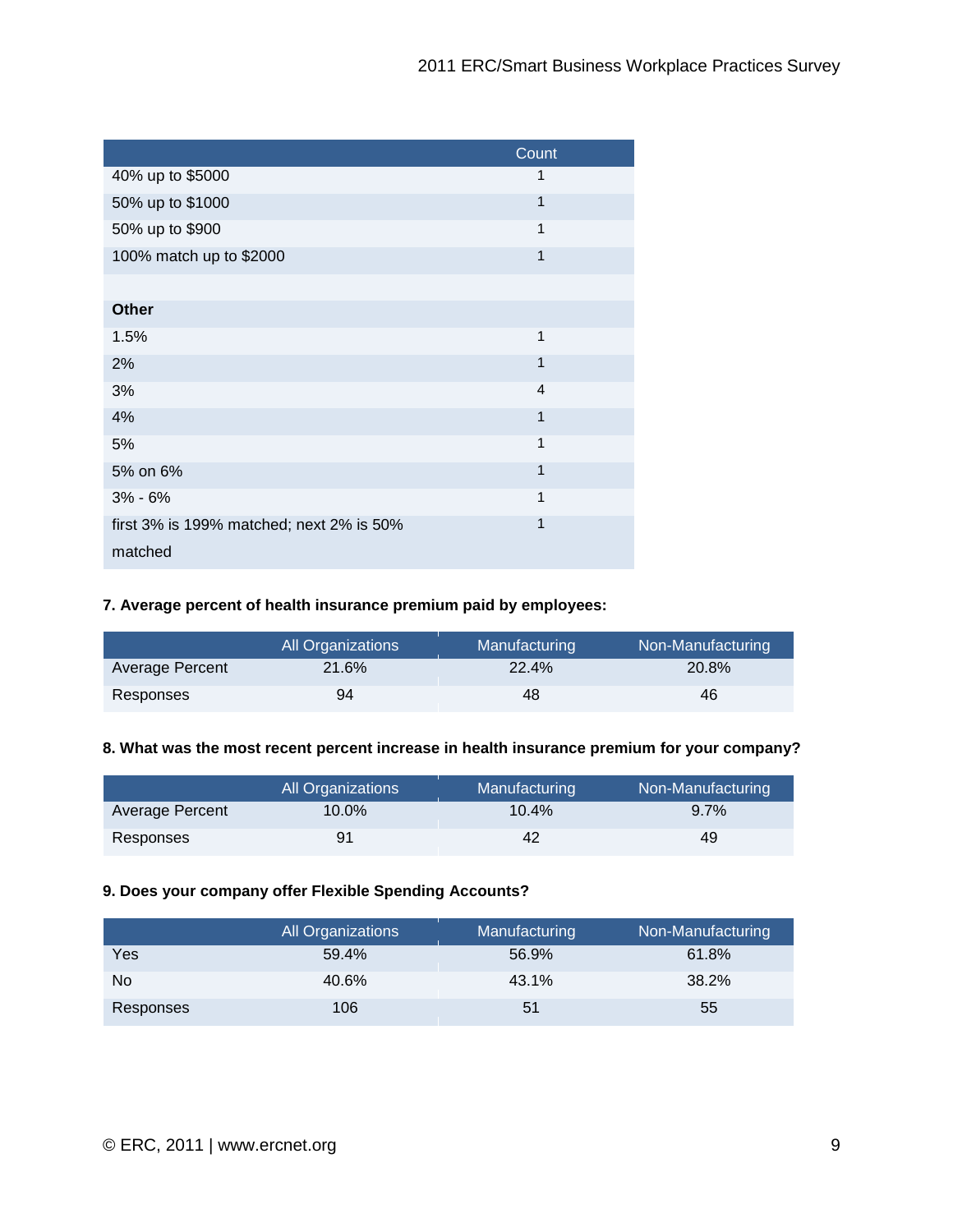| | Count |
|---|---|
| 40% up to $5000 | 1 |
| 50% up to $1000 | 1 |
| 50% up to $900 | 1 |
| 100% match up to $2000 | 1 |
| | |
| **Other** | |
| 1.5% | 1 |
| 2% | 1 |
| 3% | 4 |
| 4% | 1 |
| 5% | 1 |
| 5% on 6% | 1 |
| 3% - 6% | 1 |
| first 3% is 199% matched; next 2% is 50% matched | 1 |

**7. Average percent of health insurance premium paid by employees:**

| | All Organizations | Manufacturing | Non-Manufacturing |
|---|---|---|---|
| Average Percent | 21.6% | 22.4% | 20.8% |
| Responses | 94 | 48 | 46 |

**8. What was the most recent percent increase in health insurance premium for your company?**

| | All Organizations | Manufacturing | Non-Manufacturing |
|---|---|---|---|
| Average Percent | 10.0% | 10.4% | 9.7% |
| Responses | 91 | 42 | 49 |

**9. Does your company offer Flexible Spending Accounts?**

| | All Organizations | Manufacturing | Non-Manufacturing |
|---|---|---|---|
| Yes | 59.4% | 56.9% | 61.8% |
| No | 40.6% | 43.1% | 38.2% |
| Responses | 106 | 51 | 55 |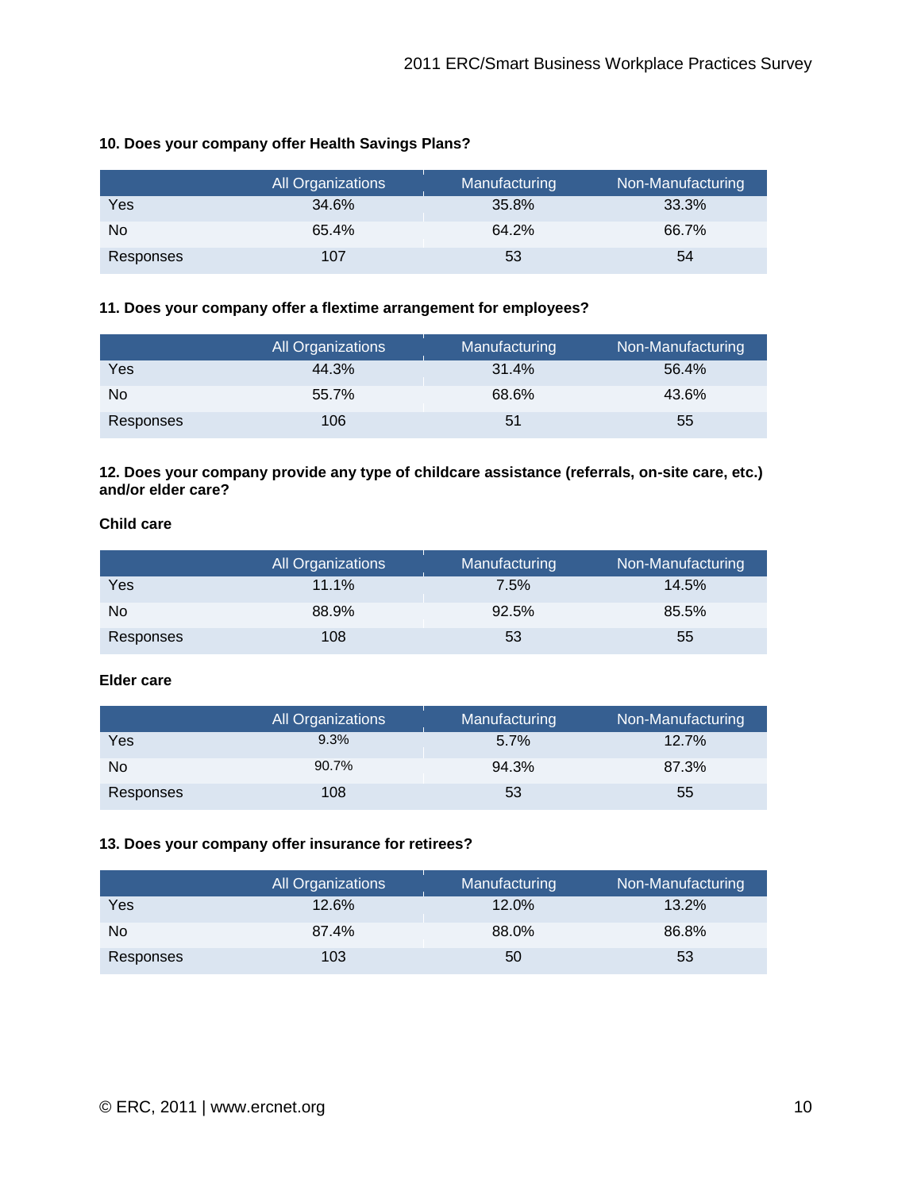**10. Does your company offer Health Savings Plans?**

| | All Organizations | Manufacturing | Non-Manufacturing |
|---|---|---|---|
| Yes | 34.6% | 35.8% | 33.3% |
| No | 65.4% | 64.2% | 66.7% |
| Responses | 107 | 53 | 54 |

**11. Does your company offer a flextime arrangement for employees?**

| | All Organizations | Manufacturing | Non-Manufacturing |
|---|---|---|---|
| Yes | 44.3% | 31.4% | 56.4% |
| No | 55.7% | 68.6% | 43.6% |
| Responses | 106 | 51 | 55 |

**12. Does your company provide any type of childcare assistance (referrals, on-site care, etc.) and/or elder care?**

**Child care**

| | All Organizations | Manufacturing | Non-Manufacturing |
|---|---|---|---|
| Yes | 11.1% | 7.5% | 14.5% |
| No | 88.9% | 92.5% | 85.5% |
| Responses | 108 | 53 | 55 |

**Elder care**

| | All Organizations | Manufacturing | Non-Manufacturing |
|---|---|---|---|
| Yes | 9.3% | 5.7% | 12.7% |
| No | 90.7% | 94.3% | 87.3% |
| Responses | 108 | 53 | 55 |

**13. Does your company offer insurance for retirees?**

| | All Organizations | Manufacturing | Non-Manufacturing |
|---|---|---|---|
| Yes | 12.6% | 12.0% | 13.2% |
| No | 87.4% | 88.0% | 86.8% |
| Responses | 103 | 50 | 53 |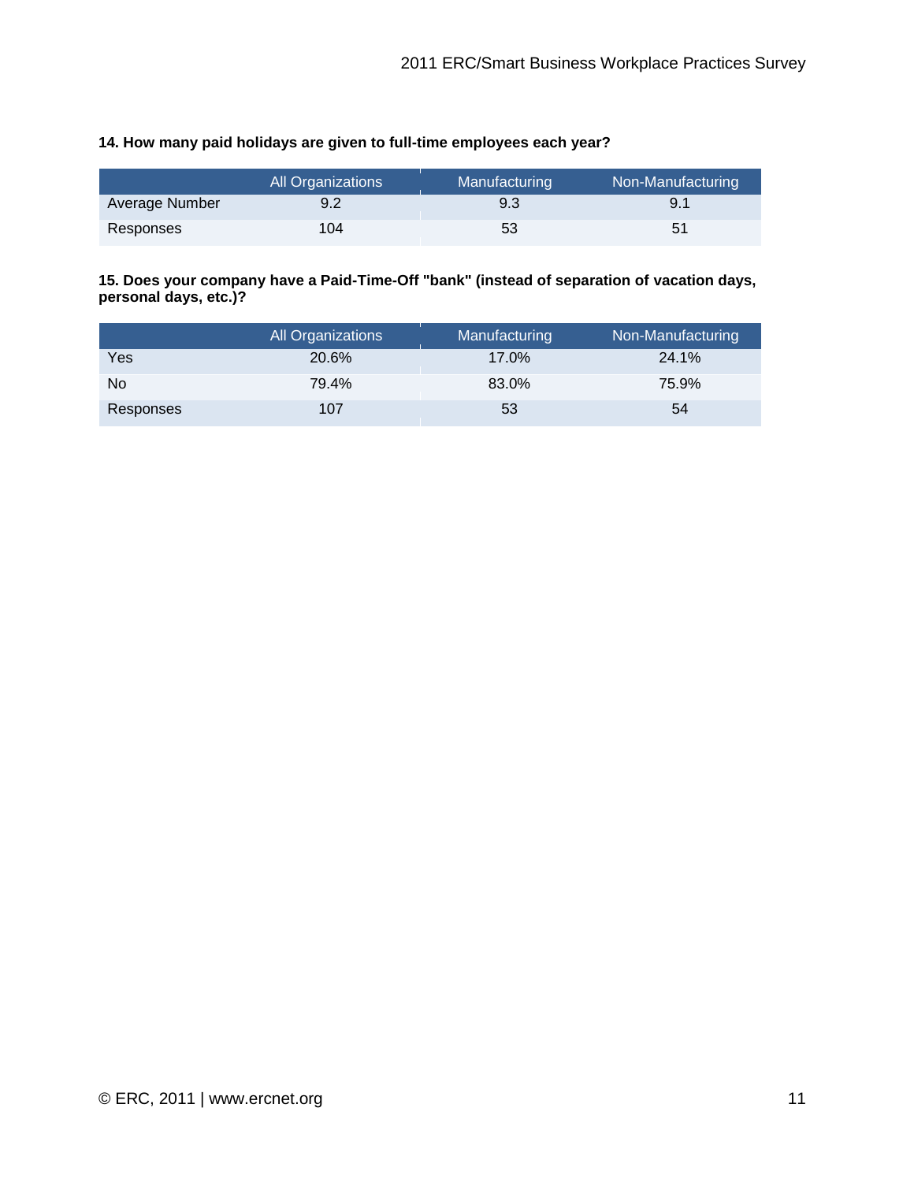**14. How many paid holidays are given to full-time employees each year?**

| | All Organizations | Manufacturing | Non-Manufacturing |
|---|---|---|---|
| Average Number | 9.2 | 9.3 | 9.1 |
| Responses | 104 | 53 | 51 |

**15. Does your company have a Paid-Time-Off "bank" (instead of separation of vacation days, personal days, etc.)?**

| | All Organizations | Manufacturing | Non-Manufacturing |
|---|---|---|---|
| Yes | 20.6% | 17.0% | 24.1% |
| No | 79.4% | 83.0% | 75.9% |
| Responses | 107 | 53 | 54 |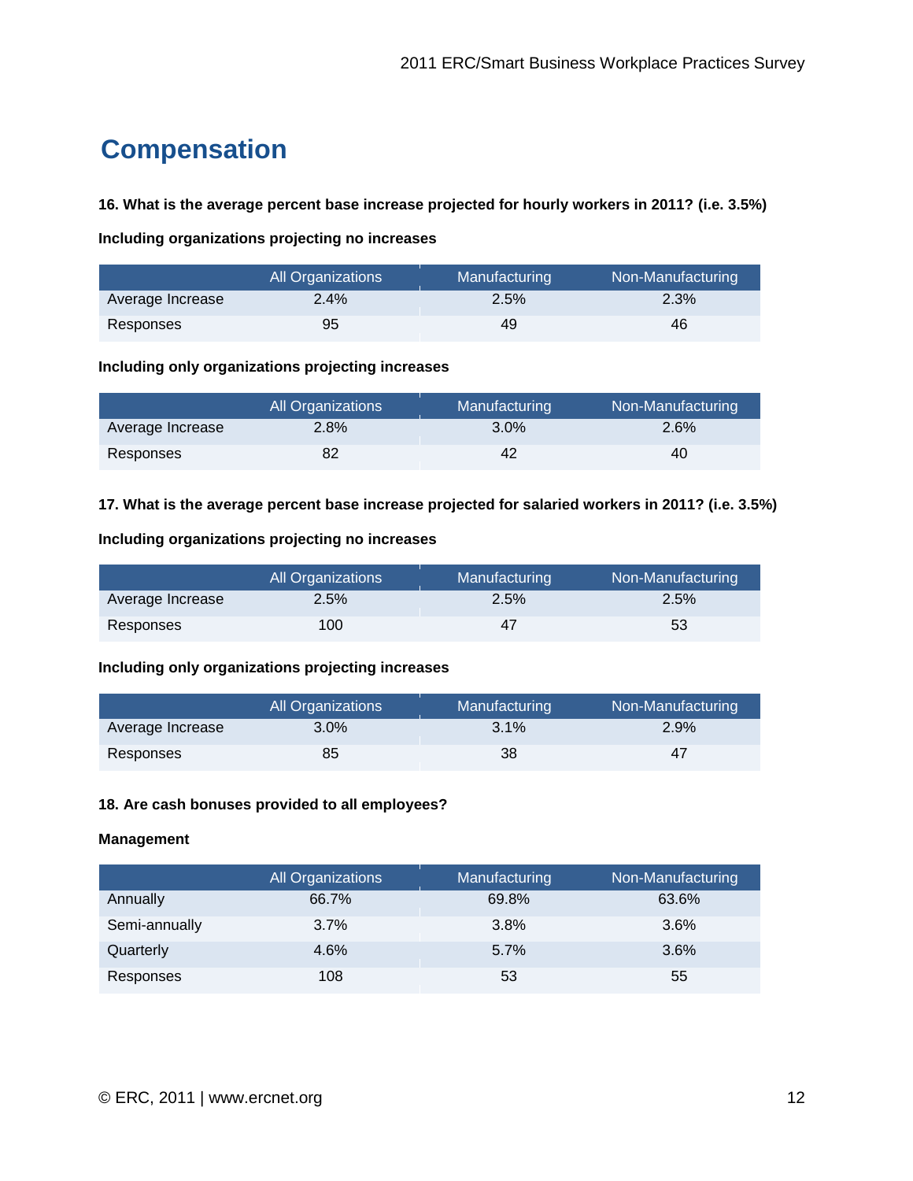# Compensation

**16. What is the average percent base increase projected for hourly workers in 2011? (i.e. 3.5%)**

**Including organizations projecting no increases**

| | All Organizations | Manufacturing | Non-Manufacturing |
|---|---|---|---|
| Average Increase | 2.4% | 2.5% | 2.3% |
| Responses | 95 | 49 | 46 |

**Including only organizations projecting increases**

| | All Organizations | Manufacturing | Non-Manufacturing |
|---|---|---|---|
| Average Increase | 2.8% | 3.0% | 2.6% |
| Responses | 82 | 42 | 40 |

**17. What is the average percent base increase projected for salaried workers in 2011? (i.e. 3.5%)**

**Including organizations projecting no increases**

| | All Organizations | Manufacturing | Non-Manufacturing |
|---|---|---|---|
| Average Increase | 2.5% | 2.5% | 2.5% |
| Responses | 100 | 47 | 53 |

**Including only organizations projecting increases**

| | All Organizations | Manufacturing | Non-Manufacturing |
|---|---|---|---|
| Average Increase | 3.0% | 3.1% | 2.9% |
| Responses | 85 | 38 | 47 |

**18. Are cash bonuses provided to all employees?**

**Management**

| | All Organizations | Manufacturing | Non-Manufacturing |
|---|---|---|---|
| Annually | 66.7% | 69.8% | 63.6% |
| Semi-annually | 3.7% | 3.8% | 3.6% |
| Quarterly | 4.6% | 5.7% | 3.6% |
| Responses | 108 | 53 | 55 |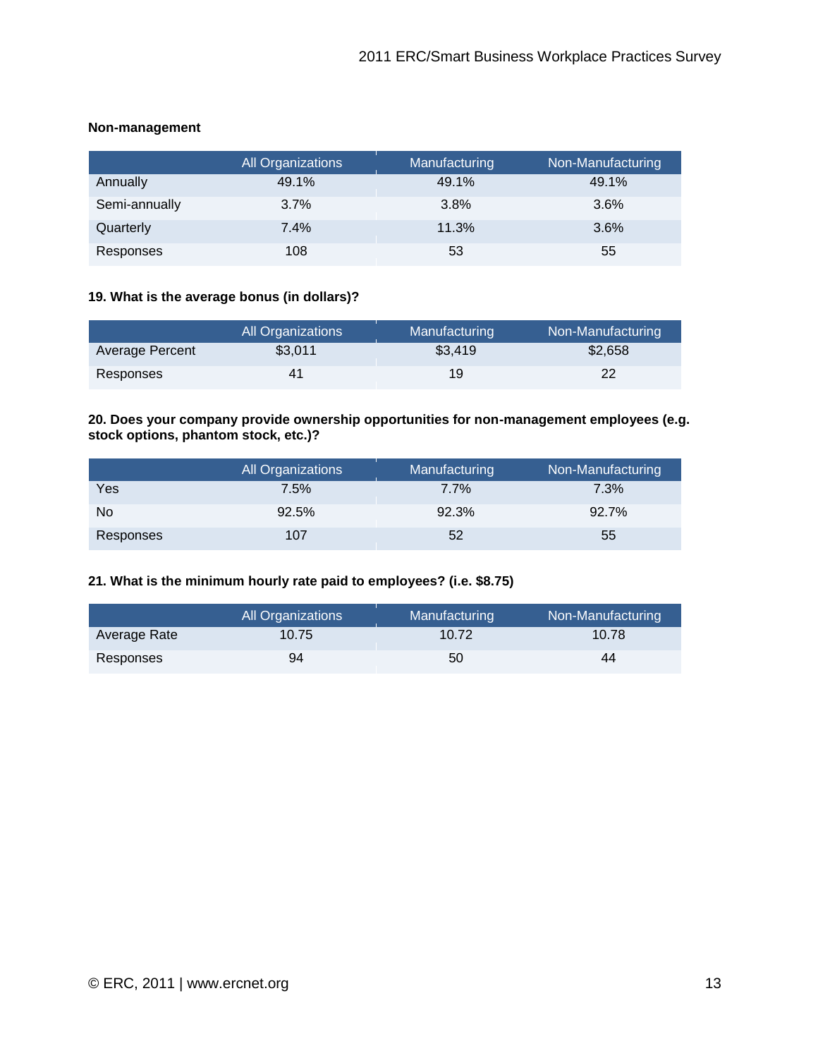**Non-management**

| | All Organizations | Manufacturing | Non-Manufacturing |
|---|---|---|---|
| Annually | 49.1% | 49.1% | 49.1% |
| Semi-annually | 3.7% | 3.8% | 3.6% |
| Quarterly | 7.4% | 11.3% | 3.6% |
| Responses | 108 | 53 | 55 |

**19. What is the average bonus (in dollars)?**

| | All Organizations | Manufacturing | Non-Manufacturing |
|---|---|---|---|
| Average Percent | $3,011 | $3,419 | $2,658 |
| Responses | 41 | 19 | 22 |

**20. Does your company provide ownership opportunities for non-management employees (e.g. stock options, phantom stock, etc.)?**

| | All Organizations | Manufacturing | Non-Manufacturing |
|---|---|---|---|
| Yes | 7.5% | 7.7% | 7.3% |
| No | 92.5% | 92.3% | 92.7% |
| Responses | 107 | 52 | 55 |

**21. What is the minimum hourly rate paid to employees? (i.e. $8.75)**

| | All Organizations | Manufacturing | Non-Manufacturing |
|---|---|---|---|
| Average Rate | 10.75 | 10.72 | 10.78 |
| Responses | 94 | 50 | 44 |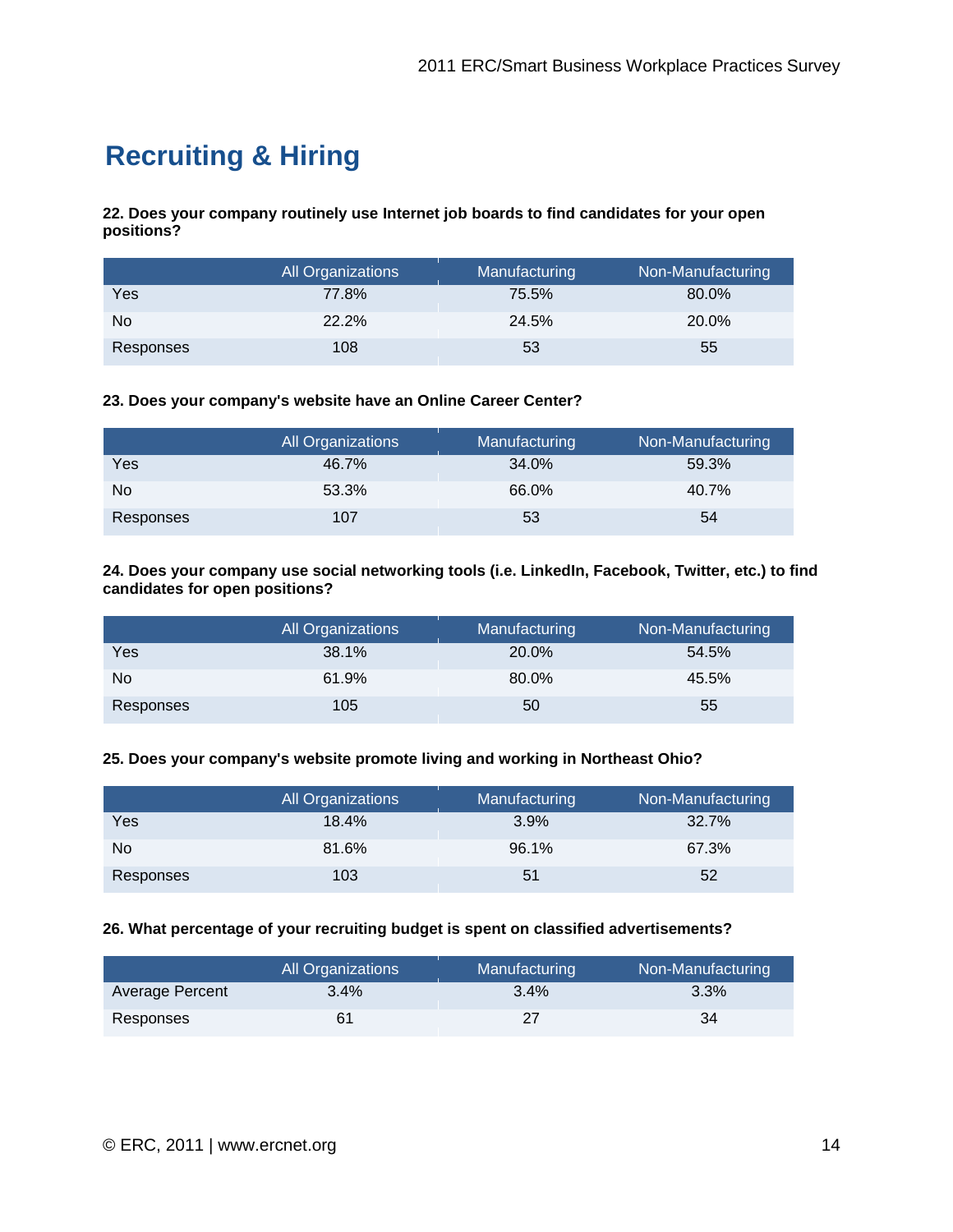# Recruiting & Hiring

**22. Does your company routinely use Internet job boards to find candidates for your open positions?**

| | All Organizations | Manufacturing | Non-Manufacturing |
|---|---|---|---|
| Yes | 77.8% | 75.5% | 80.0% |
| No | 22.2% | 24.5% | 20.0% |
| Responses | 108 | 53 | 55 |

**23. Does your company's website have an Online Career Center?**

| | All Organizations | Manufacturing | Non-Manufacturing |
|---|---|---|---|
| Yes | 46.7% | 34.0% | 59.3% |
| No | 53.3% | 66.0% | 40.7% |
| Responses | 107 | 53 | 54 |

**24. Does your company use social networking tools (i.e. LinkedIn, Facebook, Twitter, etc.) to find candidates for open positions?**

| | All Organizations | Manufacturing | Non-Manufacturing |
|---|---|---|---|
| Yes | 38.1% | 20.0% | 54.5% |
| No | 61.9% | 80.0% | 45.5% |
| Responses | 105 | 50 | 55 |

**25. Does your company's website promote living and working in Northeast Ohio?**

| | All Organizations | Manufacturing | Non-Manufacturing |
|---|---|---|---|
| Yes | 18.4% | 3.9% | 32.7% |
| No | 81.6% | 96.1% | 67.3% |
| Responses | 103 | 51 | 52 |

**26. What percentage of your recruiting budget is spent on classified advertisements?**

| | All Organizations | Manufacturing | Non-Manufacturing |
|---|---|---|---|
| Average Percent | 3.4% | 3.4% | 3.3% |
| Responses | 61 | 27 | 34 |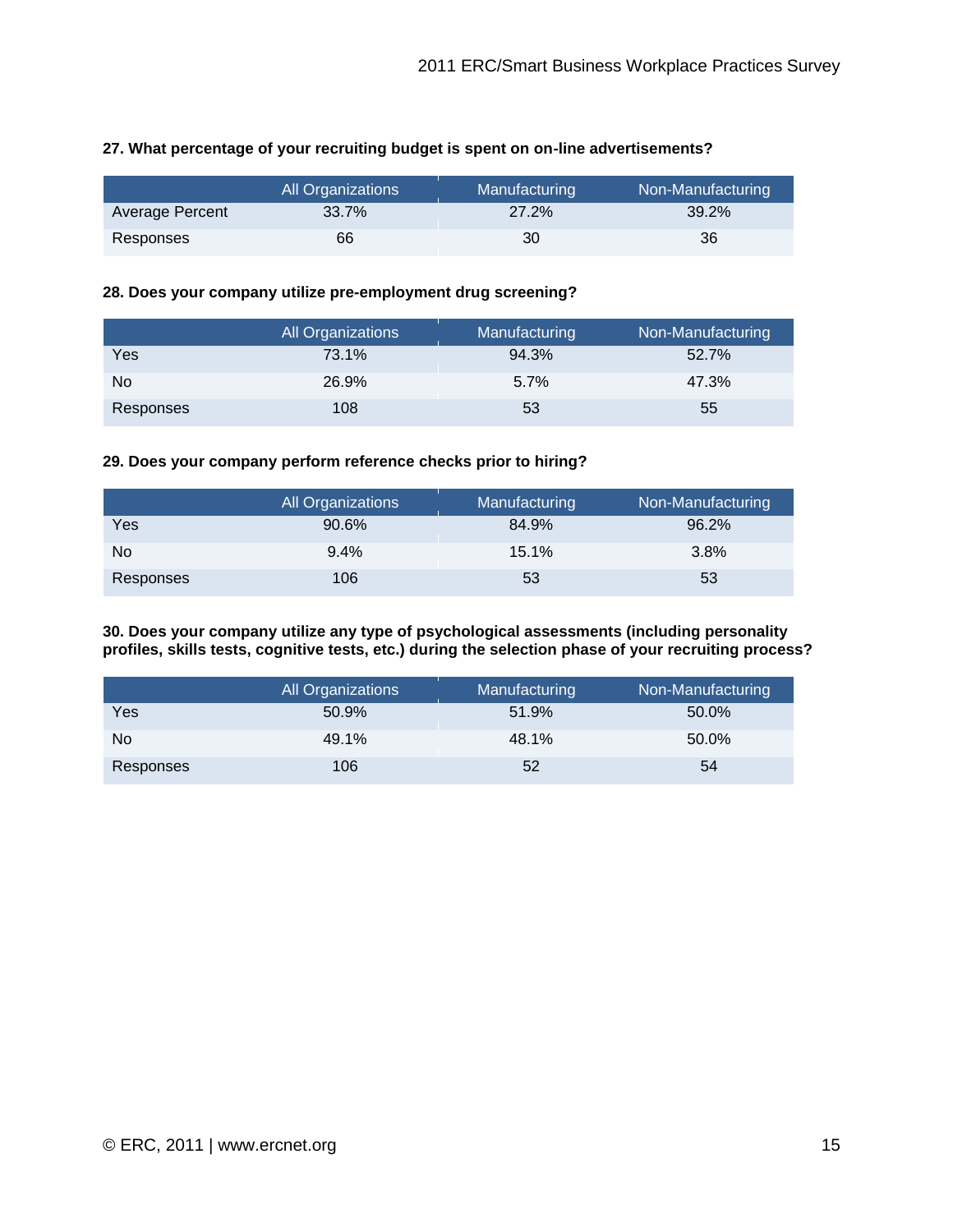**27. What percentage of your recruiting budget is spent on on-line advertisements?**

| | All Organizations | Manufacturing | Non-Manufacturing |
|---|---|---|---|
| Average Percent | 33.7% | 27.2% | 39.2% |
| Responses | 66 | 30 | 36 |

**28. Does your company utilize pre-employment drug screening?**

| | All Organizations | Manufacturing | Non-Manufacturing |
|---|---|---|---|
| Yes | 73.1% | 94.3% | 52.7% |
| No | 26.9% | 5.7% | 47.3% |
| Responses | 108 | 53 | 55 |

**29. Does your company perform reference checks prior to hiring?**

| | All Organizations | Manufacturing | Non-Manufacturing |
|---|---|---|---|
| Yes | 90.6% | 84.9% | 96.2% |
| No | 9.4% | 15.1% | 3.8% |
| Responses | 106 | 53 | 53 |

**30. Does your company utilize any type of psychological assessments (including personality profiles, skills tests, cognitive tests, etc.) during the selection phase of your recruiting process?**

| | All Organizations | Manufacturing | Non-Manufacturing |
|---|---|---|---|
| Yes | 50.9% | 51.9% | 50.0% |
| No | 49.1% | 48.1% | 50.0% |
| Responses | 106 | 52 | 54 |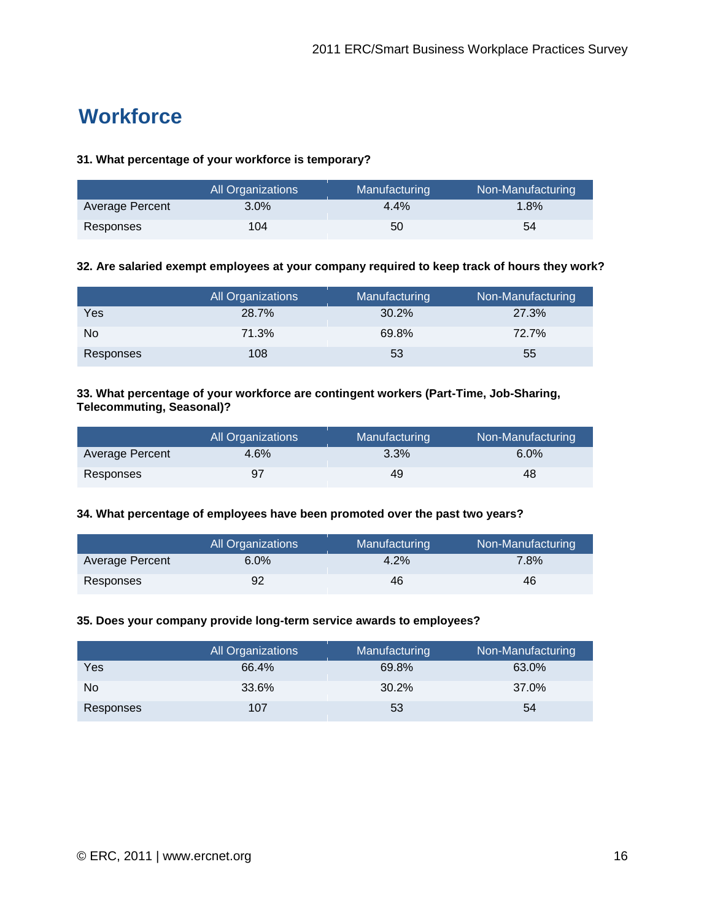## Workforce

**31. What percentage of your workforce is temporary?**

| | All Organizations | Manufacturing | Non-Manufacturing |
|---|---|---|---|
| Average Percent | 3.0% | 4.4% | 1.8% |
| Responses | 104 | 50 | 54 |

**32. Are salaried exempt employees at your company required to keep track of hours they work?**

| | All Organizations | Manufacturing | Non-Manufacturing |
|---|---|---|---|
| Yes | 28.7% | 30.2% | 27.3% |
| No | 71.3% | 69.8% | 72.7% |
| Responses | 108 | 53 | 55 |

**33. What percentage of your workforce are contingent workers (Part-Time, Job-Sharing, Telecommuting, Seasonal)?**

| | All Organizations | Manufacturing | Non-Manufacturing |
|---|---|---|---|
| Average Percent | 4.6% | 3.3% | 6.0% |
| Responses | 97 | 49 | 48 |

**34. What percentage of employees have been promoted over the past two years?**

| | All Organizations | Manufacturing | Non-Manufacturing |
|---|---|---|---|
| Average Percent | 6.0% | 4.2% | 7.8% |
| Responses | 92 | 46 | 46 |

**35. Does your company provide long-term service awards to employees?**

| | All Organizations | Manufacturing | Non-Manufacturing |
|---|---|---|---|
| Yes | 66.4% | 69.8% | 63.0% |
| No | 33.6% | 30.2% | 37.0% |
| Responses | 107 | 53 | 54 |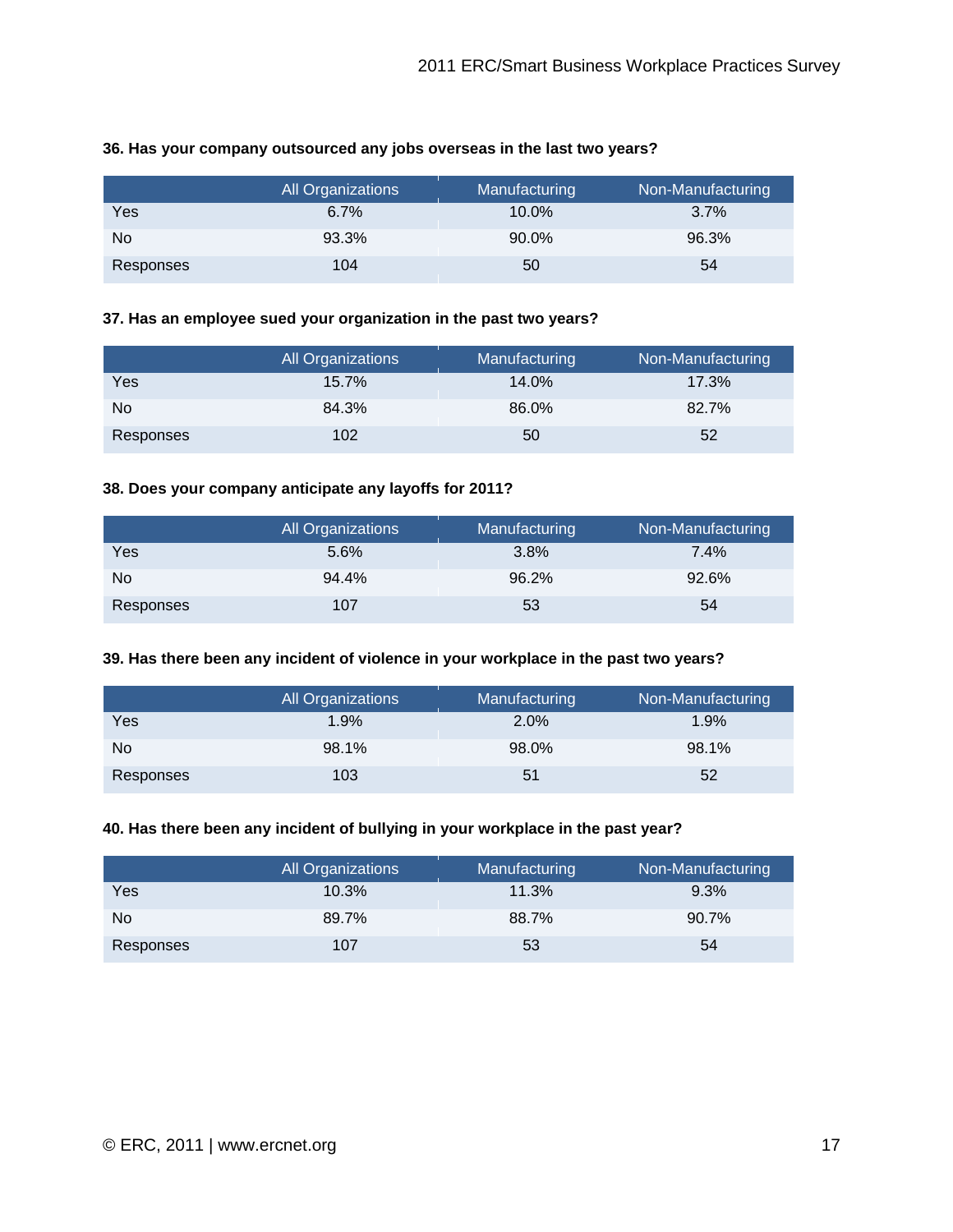**36. Has your company outsourced any jobs overseas in the last two years?**

| | All Organizations | Manufacturing | Non-Manufacturing |
|---|---|---|---|
| Yes | 6.7% | 10.0% | 3.7% |
| No | 93.3% | 90.0% | 96.3% |
| Responses | 104 | 50 | 54 |

**37. Has an employee sued your organization in the past two years?**

| | All Organizations | Manufacturing | Non-Manufacturing |
|---|---|---|---|
| Yes | 15.7% | 14.0% | 17.3% |
| No | 84.3% | 86.0% | 82.7% |
| Responses | 102 | 50 | 52 |

**38. Does your company anticipate any layoffs for 2011?**

| | All Organizations | Manufacturing | Non-Manufacturing |
|---|---|---|---|
| Yes | 5.6% | 3.8% | 7.4% |
| No | 94.4% | 96.2% | 92.6% |
| Responses | 107 | 53 | 54 |

**39. Has there been any incident of violence in your workplace in the past two years?**

| | All Organizations | Manufacturing | Non-Manufacturing |
|---|---|---|---|
| Yes | 1.9% | 2.0% | 1.9% |
| No | 98.1% | 98.0% | 98.1% |
| Responses | 103 | 51 | 52 |

**40. Has there been any incident of bullying in your workplace in the past year?**

| | All Organizations | Manufacturing | Non-Manufacturing |
|---|---|---|---|
| Yes | 10.3% | 11.3% | 9.3% |
| No | 89.7% | 88.7% | 90.7% |
| Responses | 107 | 53 | 54 |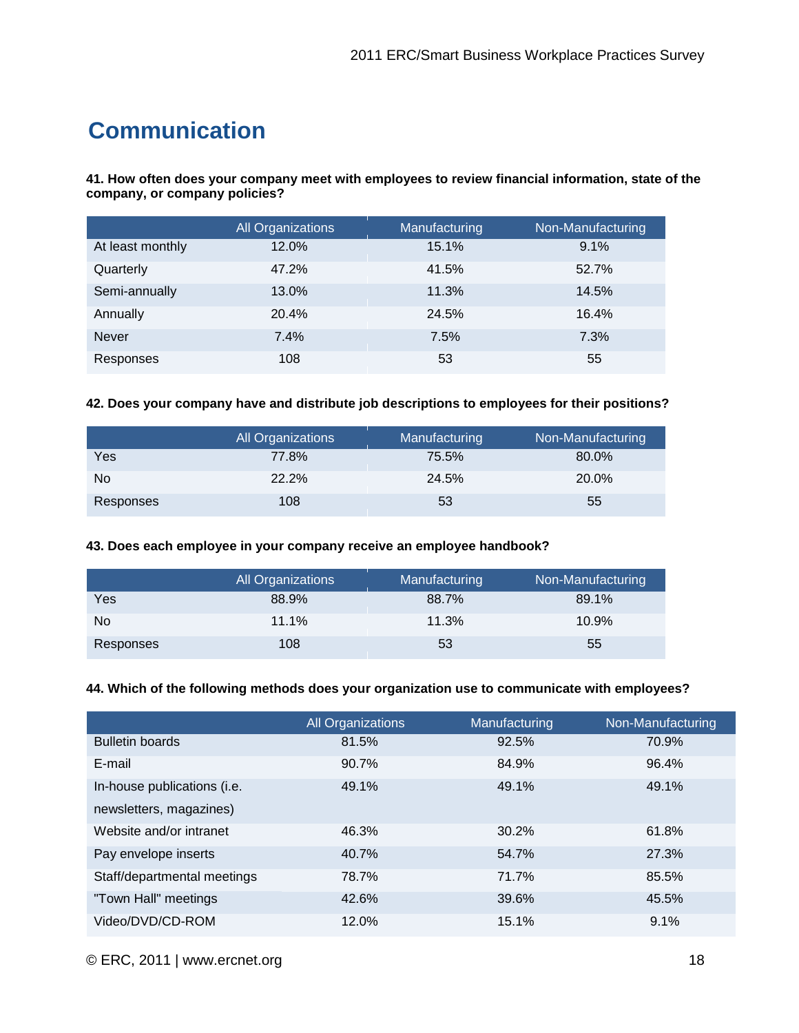# Communication

**41. How often does your company meet with employees to review financial information, state of the company, or company policies?**

| | All Organizations | Manufacturing | Non-Manufacturing |
|---|---|---|---|
| At least monthly | 12.0% | 15.1% | 9.1% |
| Quarterly | 47.2% | 41.5% | 52.7% |
| Semi-annually | 13.0% | 11.3% | 14.5% |
| Annually | 20.4% | 24.5% | 16.4% |
| Never | 7.4% | 7.5% | 7.3% |
| Responses | 108 | 53 | 55 |

**42. Does your company have and distribute job descriptions to employees for their positions?**

| | All Organizations | Manufacturing | Non-Manufacturing |
|---|---|---|---|
| Yes | 77.8% | 75.5% | 80.0% |
| No | 22.2% | 24.5% | 20.0% |
| Responses | 108 | 53 | 55 |

**43. Does each employee in your company receive an employee handbook?**

| | All Organizations | Manufacturing | Non-Manufacturing |
|---|---|---|---|
| Yes | 88.9% | 88.7% | 89.1% |
| No | 11.1% | 11.3% | 10.9% |
| Responses | 108 | 53 | 55 |

**44. Which of the following methods does your organization use to communicate with employees?**

| | All Organizations | Manufacturing | Non-Manufacturing |
|---|---|---|---|
| Bulletin boards | 81.5% | 92.5% | 70.9% |
| E-mail | 90.7% | 84.9% | 96.4% |
| In-house publications (i.e. newsletters, magazines) | 49.1% | 49.1% | 49.1% |
| Website and/or intranet | 46.3% | 30.2% | 61.8% |
| Pay envelope inserts | 40.7% | 54.7% | 27.3% |
| Staff/departmental meetings | 78.7% | 71.7% | 85.5% |
| "Town Hall" meetings | 42.6% | 39.6% | 45.5% |
| Video/DVD/CD-ROM | 12.0% | 15.1% | 9.1% |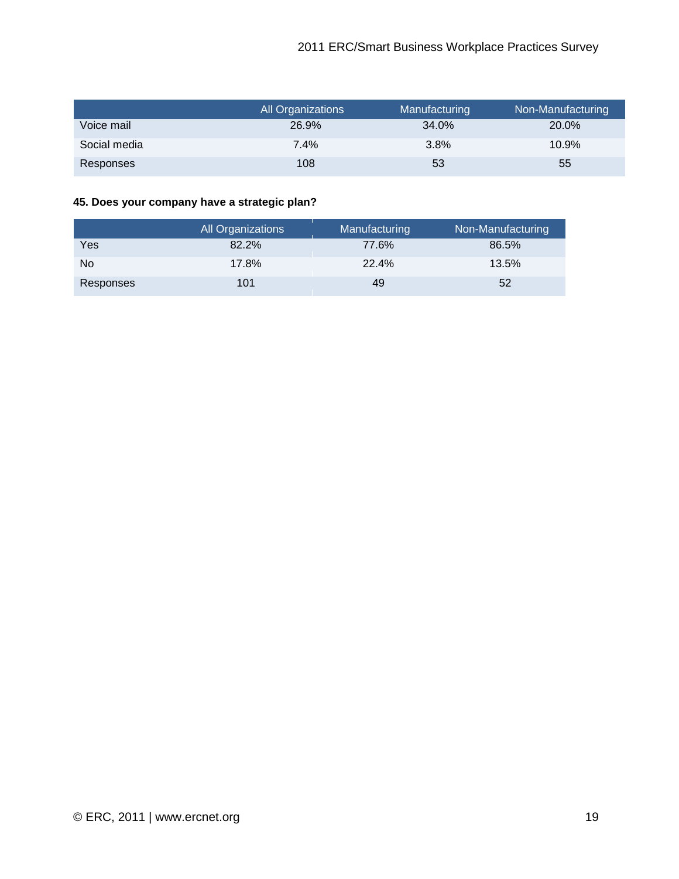| | All Organizations | Manufacturing | Non-Manufacturing |
|---|---|---|---|
| Voice mail | 26.9% | 34.0% | 20.0% |
| Social media | 7.4% | 3.8% | 10.9% |
| Responses | 108 | 53 | 55 |

**45. Does your company have a strategic plan?**

| | All Organizations | Manufacturing | Non-Manufacturing |
|---|---|---|---|
| Yes | 82.2% | 77.6% | 86.5% |
| No | 17.8% | 22.4% | 13.5% |
| Responses | 101 | 49 | 52 |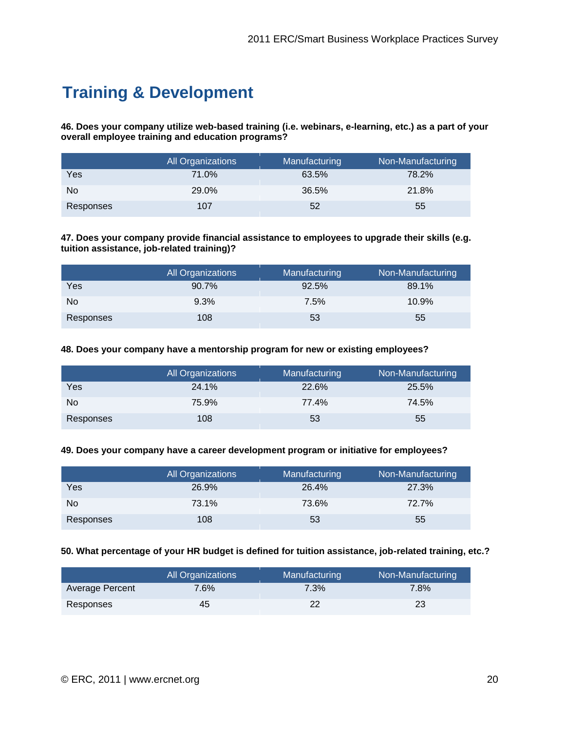# Training & Development

**46. Does your company utilize web-based training (i.e. webinars, e-learning, etc.) as a part of your overall employee training and education programs?**

| | All Organizations | Manufacturing | Non-Manufacturing |
|---|---|---|---|
| Yes | 71.0% | 63.5% | 78.2% |
| No | 29.0% | 36.5% | 21.8% |
| Responses | 107 | 52 | 55 |

**47. Does your company provide financial assistance to employees to upgrade their skills (e.g. tuition assistance, job-related training)?**

| | All Organizations | Manufacturing | Non-Manufacturing |
|---|---|---|---|
| Yes | 90.7% | 92.5% | 89.1% |
| No | 9.3% | 7.5% | 10.9% |
| Responses | 108 | 53 | 55 |

**48. Does your company have a mentorship program for new or existing employees?**

| | All Organizations | Manufacturing | Non-Manufacturing |
|---|---|---|---|
| Yes | 24.1% | 22.6% | 25.5% |
| No | 75.9% | 77.4% | 74.5% |
| Responses | 108 | 53 | 55 |

**49. Does your company have a career development program or initiative for employees?**

| | All Organizations | Manufacturing | Non-Manufacturing |
|---|---|---|---|
| Yes | 26.9% | 26.4% | 27.3% |
| No | 73.1% | 73.6% | 72.7% |
| Responses | 108 | 53 | 55 |

**50. What percentage of your HR budget is defined for tuition assistance, job-related training, etc.?**

| | All Organizations | Manufacturing | Non-Manufacturing |
|---|---|---|---|
| Average Percent | 7.6% | 7.3% | 7.8% |
| Responses | 45 | 22 | 23 |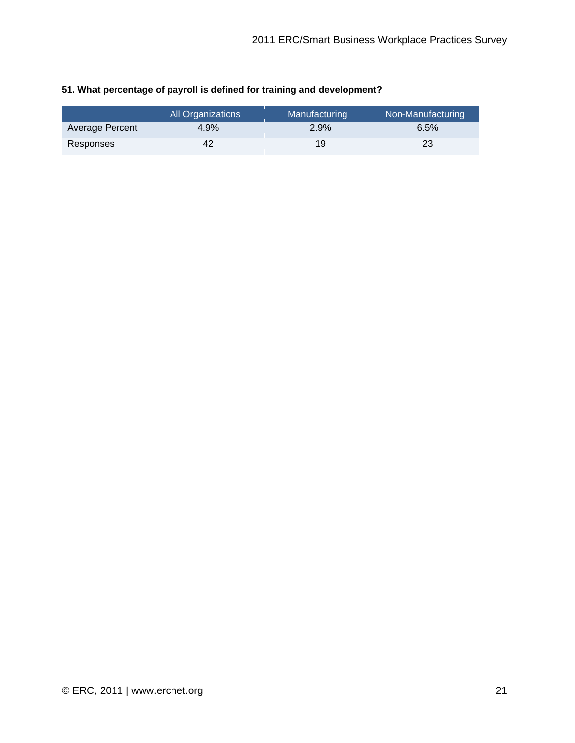**51. What percentage of payroll is defined for training and development?**

| | All Organizations | Manufacturing | Non-Manufacturing |
|---|---|---|---|
| Average Percent | 4.9% | 2.9% | 6.5% |
| Responses | 42 | 19 | 23 |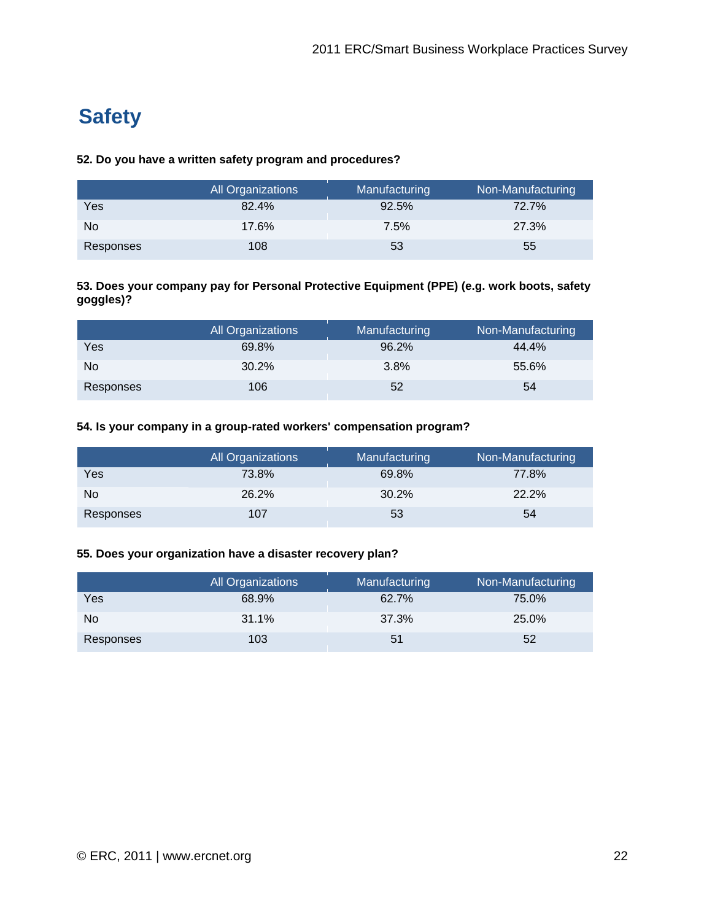# Safety

**52. Do you have a written safety program and procedures?**

| | All Organizations | Manufacturing | Non-Manufacturing |
|---|---|---|---|
| Yes | 82.4% | 92.5% | 72.7% |
| No | 17.6% | 7.5% | 27.3% |
| Responses | 108 | 53 | 55 |

**53. Does your company pay for Personal Protective Equipment (PPE) (e.g. work boots, safety goggles)?**

| | All Organizations | Manufacturing | Non-Manufacturing |
|---|---|---|---|
| Yes | 69.8% | 96.2% | 44.4% |
| No | 30.2% | 3.8% | 55.6% |
| Responses | 106 | 52 | 54 |

**54. Is your company in a group-rated workers' compensation program?**

| | All Organizations | Manufacturing | Non-Manufacturing |
|---|---|---|---|
| Yes | 73.8% | 69.8% | 77.8% |
| No | 26.2% | 30.2% | 22.2% |
| Responses | 107 | 53 | 54 |

**55. Does your organization have a disaster recovery plan?**

| | All Organizations | Manufacturing | Non-Manufacturing |
|---|---|---|---|
| Yes | 68.9% | 62.7% | 75.0% |
| No | 31.1% | 37.3% | 25.0% |
| Responses | 103 | 51 | 52 |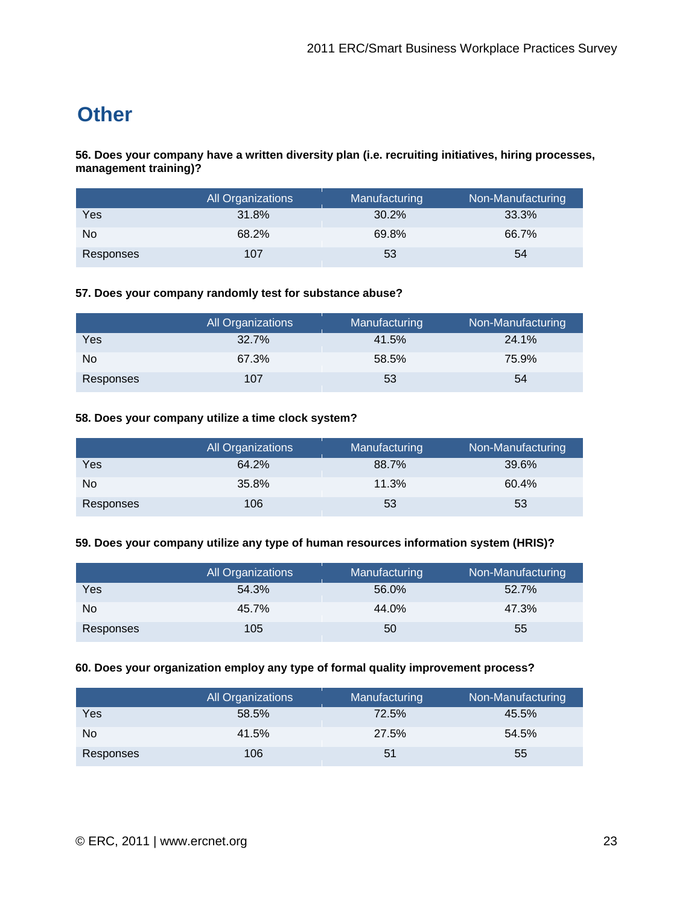# Other

**56. Does your company have a written diversity plan (i.e. recruiting initiatives, hiring processes, management training)?**

| | All Organizations | Manufacturing | Non-Manufacturing |
|---|---|---|---|
| Yes | 31.8% | 30.2% | 33.3% |
| No | 68.2% | 69.8% | 66.7% |
| Responses | 107 | 53 | 54 |

**57. Does your company randomly test for substance abuse?**

| | All Organizations | Manufacturing | Non-Manufacturing |
|---|---|---|---|
| Yes | 32.7% | 41.5% | 24.1% |
| No | 67.3% | 58.5% | 75.9% |
| Responses | 107 | 53 | 54 |

**58. Does your company utilize a time clock system?**

| | All Organizations | Manufacturing | Non-Manufacturing |
|---|---|---|---|
| Yes | 64.2% | 88.7% | 39.6% |
| No | 35.8% | 11.3% | 60.4% |
| Responses | 106 | 53 | 53 |

**59. Does your company utilize any type of human resources information system (HRIS)?**

| | All Organizations | Manufacturing | Non-Manufacturing |
|---|---|---|---|
| Yes | 54.3% | 56.0% | 52.7% |
| No | 45.7% | 44.0% | 47.3% |
| Responses | 105 | 50 | 55 |

**60. Does your organization employ any type of formal quality improvement process?**

| | All Organizations | Manufacturing | Non-Manufacturing |
|---|---|---|---|
| Yes | 58.5% | 72.5% | 45.5% |
| No | 41.5% | 27.5% | 54.5% |
| Responses | 106 | 51 | 55 |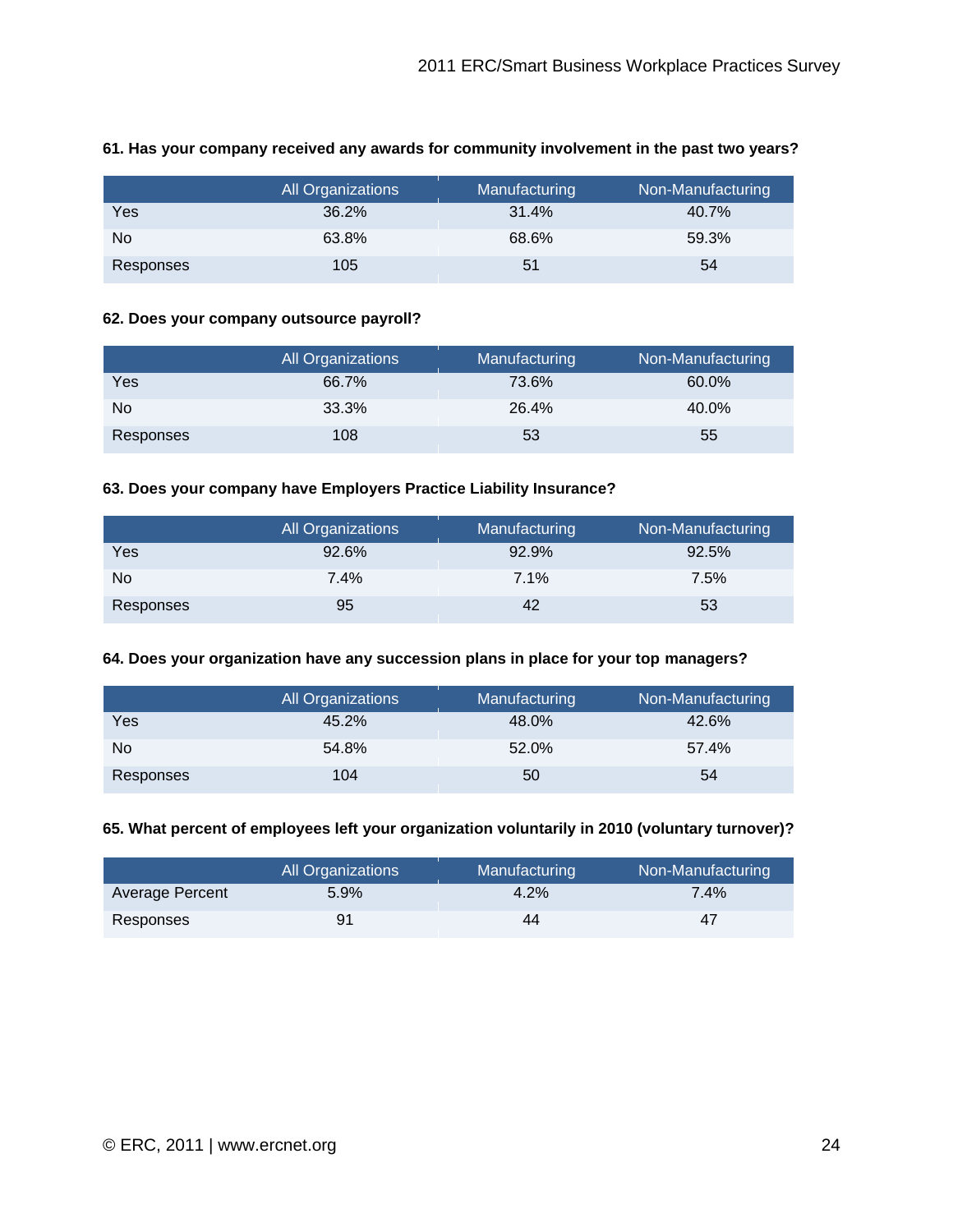**61. Has your company received any awards for community involvement in the past two years?**

| | All Organizations | Manufacturing | Non-Manufacturing |
|---|---|---|---|
| Yes | 36.2% | 31.4% | 40.7% |
| No | 63.8% | 68.6% | 59.3% |
| Responses | 105 | 51 | 54 |

**62. Does your company outsource payroll?**

| | All Organizations | Manufacturing | Non-Manufacturing |
|---|---|---|---|
| Yes | 66.7% | 73.6% | 60.0% |
| No | 33.3% | 26.4% | 40.0% |
| Responses | 108 | 53 | 55 |

**63. Does your company have Employers Practice Liability Insurance?**

| | All Organizations | Manufacturing | Non-Manufacturing |
|---|---|---|---|
| Yes | 92.6% | 92.9% | 92.5% |
| No | 7.4% | 7.1% | 7.5% |
| Responses | 95 | 42 | 53 |

**64. Does your organization have any succession plans in place for your top managers?**

| | All Organizations | Manufacturing | Non-Manufacturing |
|---|---|---|---|
| Yes | 45.2% | 48.0% | 42.6% |
| No | 54.8% | 52.0% | 57.4% |
| Responses | 104 | 50 | 54 |

**65. What percent of employees left your organization voluntarily in 2010 (voluntary turnover)?**

| | All Organizations | Manufacturing | Non-Manufacturing |
|---|---|---|---|
| Average Percent | 5.9% | 4.2% | 7.4% |
| Responses | 91 | 44 | 47 |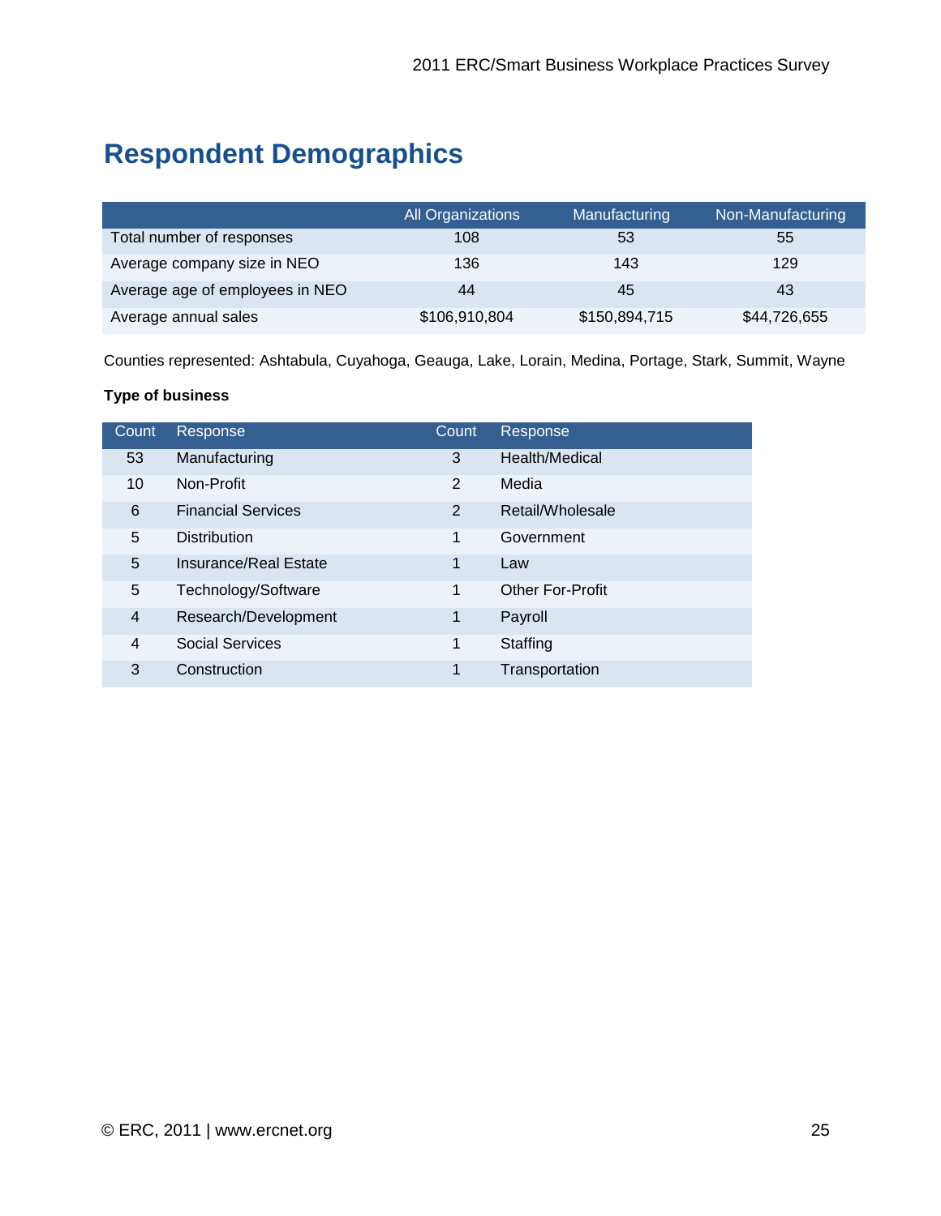# Respondent Demographics

| | All Organizations | Manufacturing | Non-Manufacturing |
|---|---|---|---|
| Total number of responses | 108 | 53 | 55 |
| Average company size in NEO | 136 | 143 | 129 |
| Average age of employees in NEO | 44 | 45 | 43 |
| Average annual sales | $106,910,804 | $150,894,715 | $44,726,655 |

Counties represented: Ashtabula, Cuyahoga, Geauga, Lake, Lorain, Medina, Portage, Stark, Summit, Wayne

**Type of business**

| Count | Response | Count | Response |
|---|---|---|---|
| 53 | Manufacturing | 3 | Health/Medical |
| 10 | Non-Profit | 2 | Media |
| 6 | Financial Services | 2 | Retail/Wholesale |
| 5 | Distribution | 1 | Government |
| 5 | Insurance/Real Estate | 1 | Law |
| 5 | Technology/Software | 1 | Other For-Profit |
| 4 | Research/Development | 1 | Payroll |
| 4 | Social Services | 1 | Staffing |
| 3 | Construction | 1 | Transportation |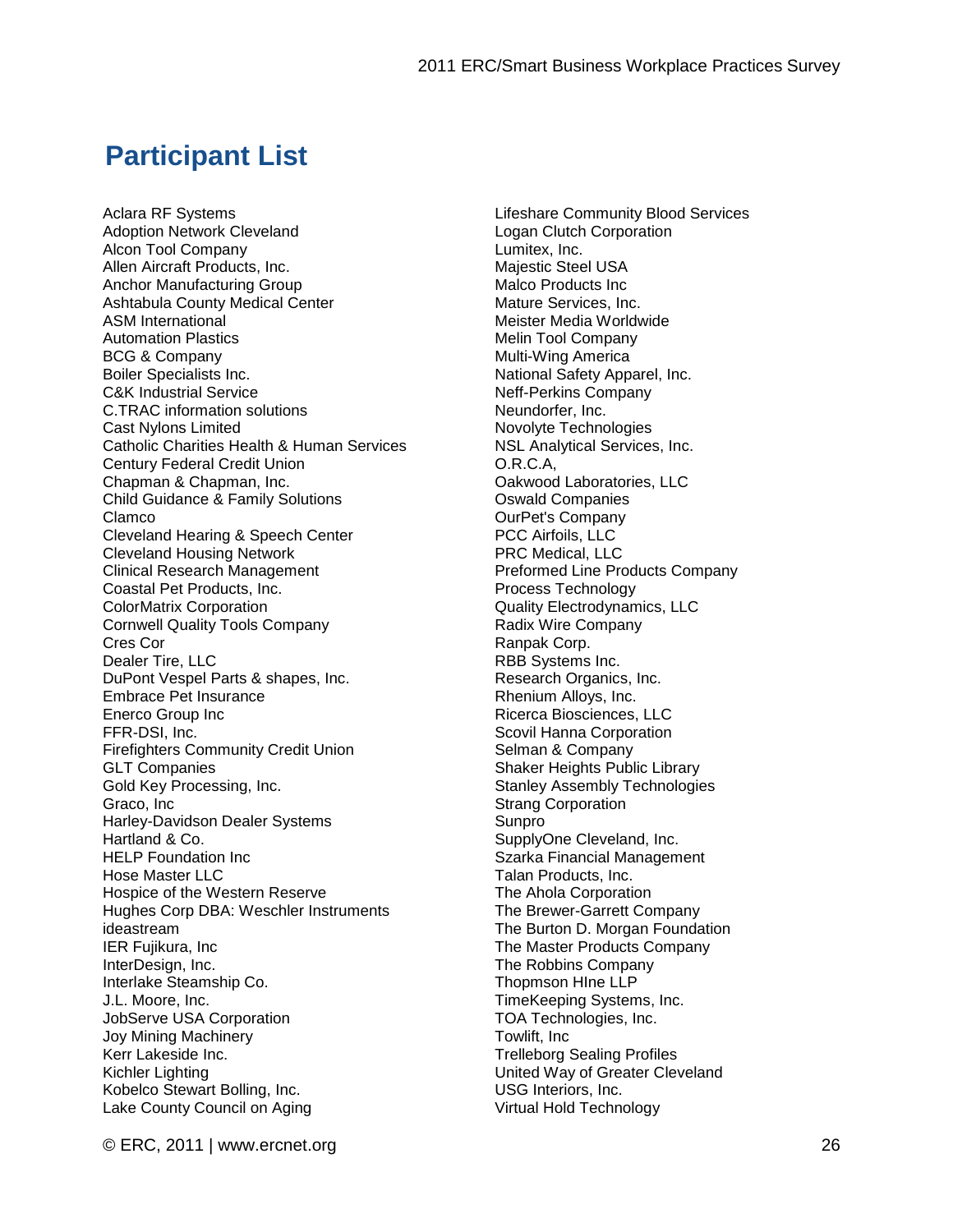# Participant List

Aclara RF Systems
Adoption Network Cleveland
Alcon Tool Company
Allen Aircraft Products, Inc.
Anchor Manufacturing Group
Ashtabula County Medical Center
ASM International
Automation Plastics
BCG & Company
Boiler Specialists Inc.
C&K Industrial Service
C.TRAC information solutions
Cast Nylons Limited
Catholic Charities Health & Human Services
Century Federal Credit Union
Chapman & Chapman, Inc.
Child Guidance & Family Solutions
Clamco
Cleveland Hearing & Speech Center
Cleveland Housing Network
Clinical Research Management
Coastal Pet Products, Inc.
ColorMatrix Corporation
Cornwell Quality Tools Company
Cres Cor
Dealer Tire, LLC
DuPont Vespel Parts & shapes, Inc.
Embrace Pet Insurance
Enerco Group Inc
FFR-DSI, Inc.
Firefighters Community Credit Union
GLT Companies
Gold Key Processing, Inc.
Graco, Inc
Harley-Davidson Dealer Systems
Hartland & Co.
HELP Foundation Inc
Hose Master LLC
Hospice of the Western Reserve
Hughes Corp DBA: Weschler Instruments
ideastream
IER Fujikura, Inc
InterDesign, Inc.
Interlake Steamship Co.
J.L. Moore, Inc.
JobServe USA Corporation
Joy Mining Machinery
Kerr Lakeside Inc.
Kichler Lighting
Kobelco Stewart Bolling, Inc.
Lake County Council on Aging
Lifeshare Community Blood Services
Logan Clutch Corporation
Lumitex, Inc.
Majestic Steel USA
Malco Products Inc
Mature Services, Inc.
Meister Media Worldwide
Melin Tool Company
Multi-Wing America
National Safety Apparel, Inc.
Neff-Perkins Company
Neundorfer, Inc.
Novolyte Technologies
NSL Analytical Services, Inc.
O.R.C.A,
Oakwood Laboratories, LLC
Oswald Companies
OurPet's Company
PCC Airfoils, LLC
PRC Medical, LLC
Preformed Line Products Company
Process Technology
Quality Electrodynamics, LLC
Radix Wire Company
Ranpak Corp.
RBB Systems Inc.
Research Organics, Inc.
Rhenium Alloys, Inc.
Ricerca Biosciences, LLC
Scovil Hanna Corporation
Selman & Company
Shaker Heights Public Library
Stanley Assembly Technologies
Strang Corporation
Sunpro
SupplyOne Cleveland, Inc.
Szarka Financial Management
Talan Products, Inc.
The Ahola Corporation
The Brewer-Garrett Company
The Burton D. Morgan Foundation
The Master Products Company
The Robbins Company
Thopmson HIne LLP
TimeKeeping Systems, Inc.
TOA Technologies, Inc.
Towlift, Inc
Trelleborg Sealing Profiles
United Way of Greater Cleveland
USG Interiors, Inc.
Virtual Hold Technology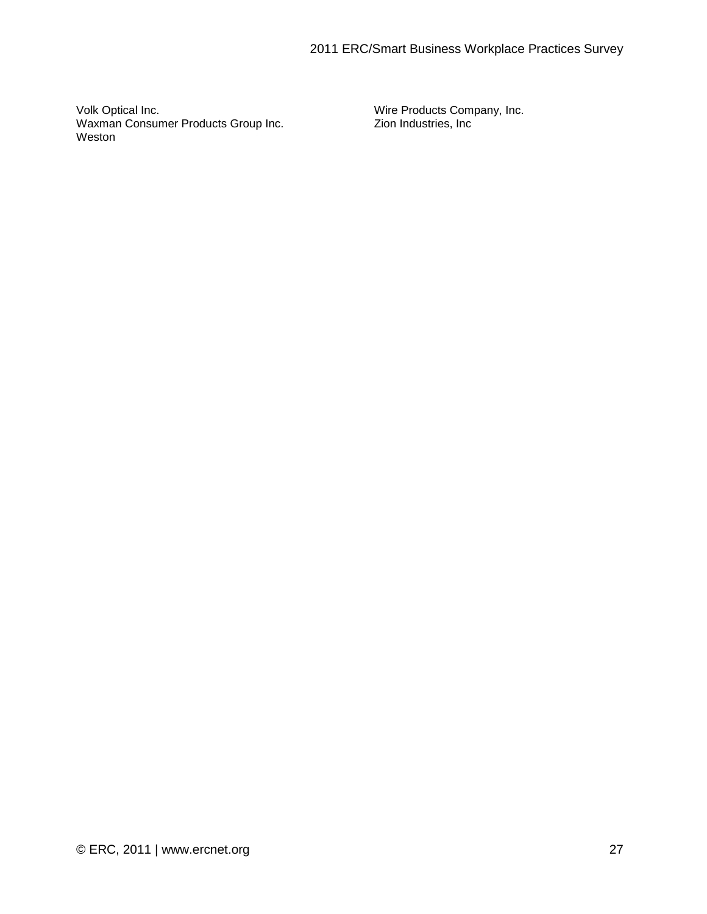Volk Optical Inc.
Waxman Consumer Products Group Inc.
Weston
Wire Products Company, Inc.
Zion Industries, Inc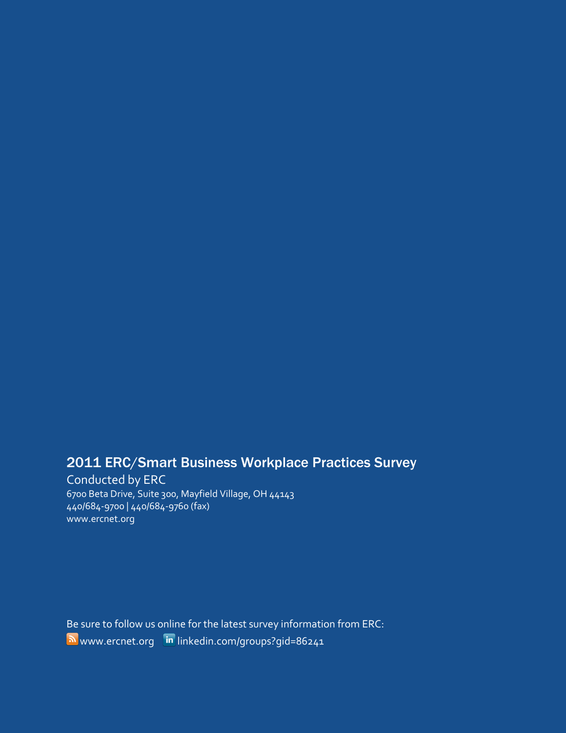## 2011 ERC/Smart Business Workplace Practices Survey

Conducted by ERC

6700 Beta Drive, Suite 300, Mayfield Village, OH 44143

440/684-9700 | 440/684-9760 (fax)

www.ercnet.org

Be sure to follow us online for the latest survey information from ERC:

www.ercnet.org linkedin.com/groups?gid=86241